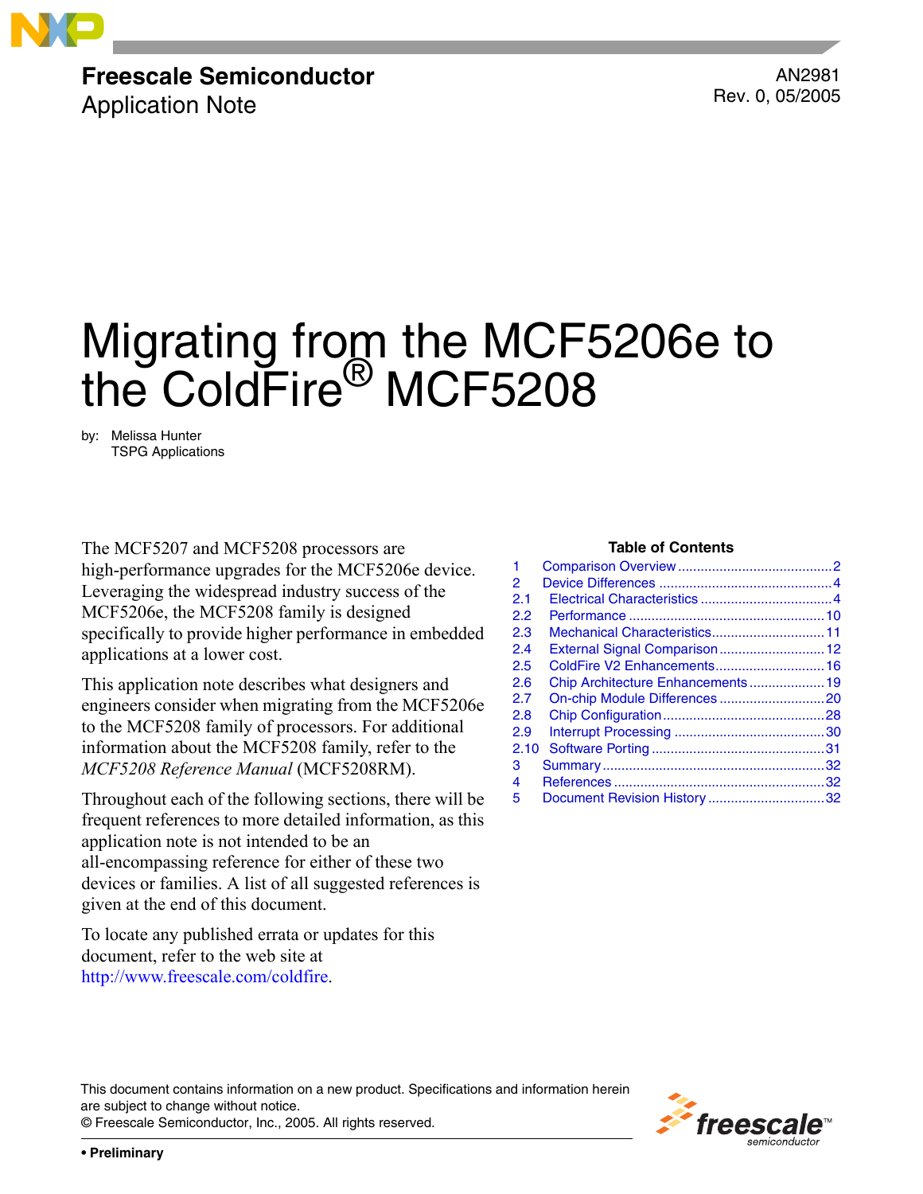**Freescale Semiconductor**
Application Note

AN2981
Rev. 0, 05/2005

# Migrating from the MCF5206e to the ColdFire® MCF5208

by: Melissa Hunter
TSPG Applications

The MCF5207 and MCF5208 processors are high-performance upgrades for the MCF5206e device. Leveraging the widespread industry success of the MCF5206e, the MCF5208 family is designed specifically to provide higher performance in embedded applications at a lower cost.

This application note describes what designers and engineers consider when migrating from the MCF5206e to the MCF5208 family of processors. For additional information about the MCF5208 family, refer to the *MCF5208 Reference Manual* (MCF5208RM).

Throughout each of the following sections, there will be frequent references to more detailed information, as this application note is not intended to be an all-encompassing reference for either of these two devices or families. A list of all suggested references is given at the end of this document.

To locate any published errata or updates for this document, refer to the web site at http://www.freescale.com/coldfire.

**Table of Contents**

| | | |
|---|---|---|
| 1 | Comparison Overview | 2 |
| 2 | Device Differences | 4 |
| 2.1 | Electrical Characteristics | 4 |
| 2.2 | Performance | 10 |
| 2.3 | Mechanical Characteristics | 11 |
| 2.4 | External Signal Comparison | 12 |
| 2.5 | ColdFire V2 Enhancements | 16 |
| 2.6 | Chip Architecture Enhancements | 19 |
| 2.7 | On-chip Module Differences | 20 |
| 2.8 | Chip Configuration | 28 |
| 2.9 | Interrupt Processing | 30 |
| 2.10 | Software Porting | 31 |
| 3 | Summary | 32 |
| 4 | References | 32 |
| 5 | Document Revision History | 32 |

This document contains information on a new product. Specifications and information herein are subject to change without notice.
© Freescale Semiconductor, Inc., 2005. All rights reserved.

• Preliminary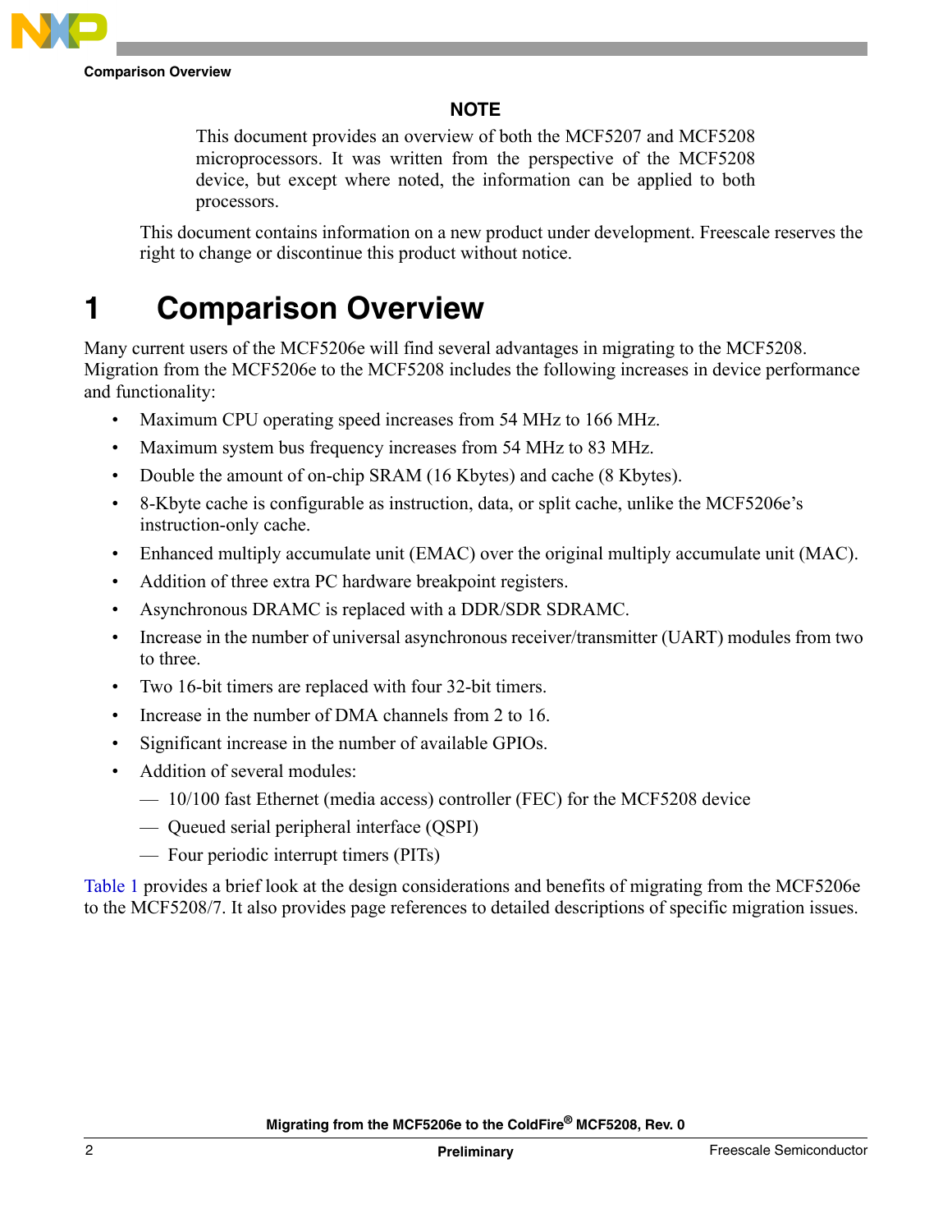**NOTE**

This document provides an overview of both the MCF5207 and MCF5208 microprocessors. It was written from the perspective of the MCF5208 device, but except where noted, the information can be applied to both processors.

This document contains information on a new product under development. Freescale reserves the right to change or discontinue this product without notice.

# 1 Comparison Overview

Many current users of the MCF5206e will find several advantages in migrating to the MCF5208. Migration from the MCF5206e to the MCF5208 includes the following increases in device performance and functionality:

- Maximum CPU operating speed increases from 54 MHz to 166 MHz.
- Maximum system bus frequency increases from 54 MHz to 83 MHz.
- Double the amount of on-chip SRAM (16 Kbytes) and cache (8 Kbytes).
- 8-Kbyte cache is configurable as instruction, data, or split cache, unlike the MCF5206e's instruction-only cache.
- Enhanced multiply accumulate unit (EMAC) over the original multiply accumulate unit (MAC).
- Addition of three extra PC hardware breakpoint registers.
- Asynchronous DRAMC is replaced with a DDR/SDR SDRAMC.
- Increase in the number of universal asynchronous receiver/transmitter (UART) modules from two to three.
- Two 16-bit timers are replaced with four 32-bit timers.
- Increase in the number of DMA channels from 2 to 16.
- Significant increase in the number of available GPIOs.
- Addition of several modules:
  - 10/100 fast Ethernet (media access) controller (FEC) for the MCF5208 device
  - Queued serial peripheral interface (QSPI)
  - Four periodic interrupt timers (PITs)

Table 1 provides a brief look at the design considerations and benefits of migrating from the MCF5206e to the MCF5208/7. It also provides page references to detailed descriptions of specific migration issues.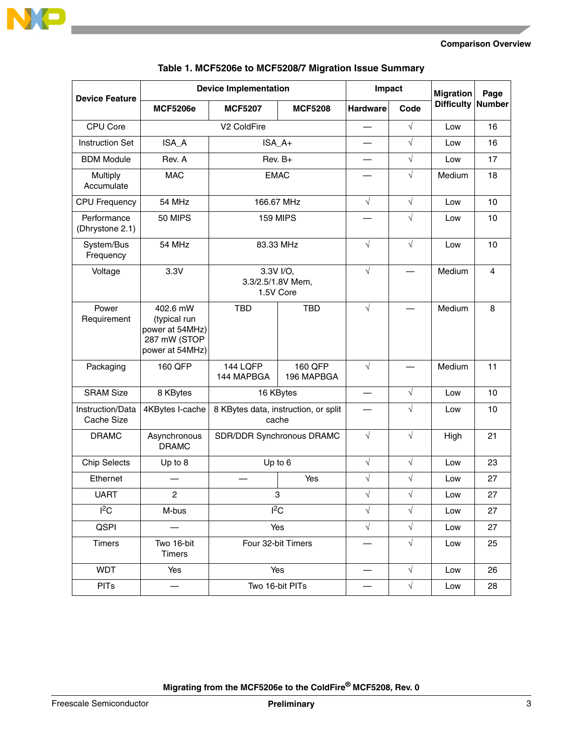**Table 1. MCF5206e to MCF5208/7 Migration Issue Summary**

| Device Feature | Device Implementation | | | Impact | | Migration Difficulty | Page Number |
|---|---|---|---|---|---|---|---|
| | MCF5206e | MCF5207 | MCF5208 | Hardware | Code | | |
| CPU Core | V2 ColdFire | | | — | √ | Low | 16 |
| Instruction Set | ISA_A | ISA_A+ | | — | √ | Low | 16 |
| BDM Module | Rev. A | Rev. B+ | | — | √ | Low | 17 |
| Multiply Accumulate | MAC | EMAC | | — | √ | Medium | 18 |
| CPU Frequency | 54 MHz | 166.67 MHz | | √ | √ | Low | 10 |
| Performance (Dhrystone 2.1) | 50 MIPS | 159 MIPS | | — | √ | Low | 10 |
| System/Bus Frequency | 54 MHz | 83.33 MHz | | √ | √ | Low | 10 |
| Voltage | 3.3V | 3.3V I/O, 3.3/2.5/1.8V Mem, 1.5V Core | | √ | — | Medium | 4 |
| Power Requirement | 402.6 mW (typical run power at 54MHz) 287 mW (STOP power at 54MHz) | TBD | TBD | √ | — | Medium | 8 |
| Packaging | 160 QFP | 144 LQFP 144 MAPBGA | 160 QFP 196 MAPBGA | √ | — | Medium | 11 |
| SRAM Size | 8 KBytes | 16 KBytes | | — | √ | Low | 10 |
| Instruction/Data Cache Size | 4KBytes I-cache | 8 KBytes data, instruction, or split cache | | — | √ | Low | 10 |
| DRAMC | Asynchronous DRAMC | SDR/DDR Synchronous DRAMC | | √ | √ | High | 21 |
| Chip Selects | Up to 8 | Up to 6 | | √ | √ | Low | 23 |
| Ethernet | — | — | Yes | √ | √ | Low | 27 |
| UART | 2 | 3 | | √ | √ | Low | 27 |
| I²C | M-bus | I²C | | √ | √ | Low | 27 |
| QSPI | — | Yes | | √ | √ | Low | 27 |
| Timers | Two 16-bit Timers | Four 32-bit Timers | | — | √ | Low | 25 |
| WDT | Yes | Yes | | — | √ | Low | 26 |
| PITs | — | Two 16-bit PITs | | — | √ | Low | 28 |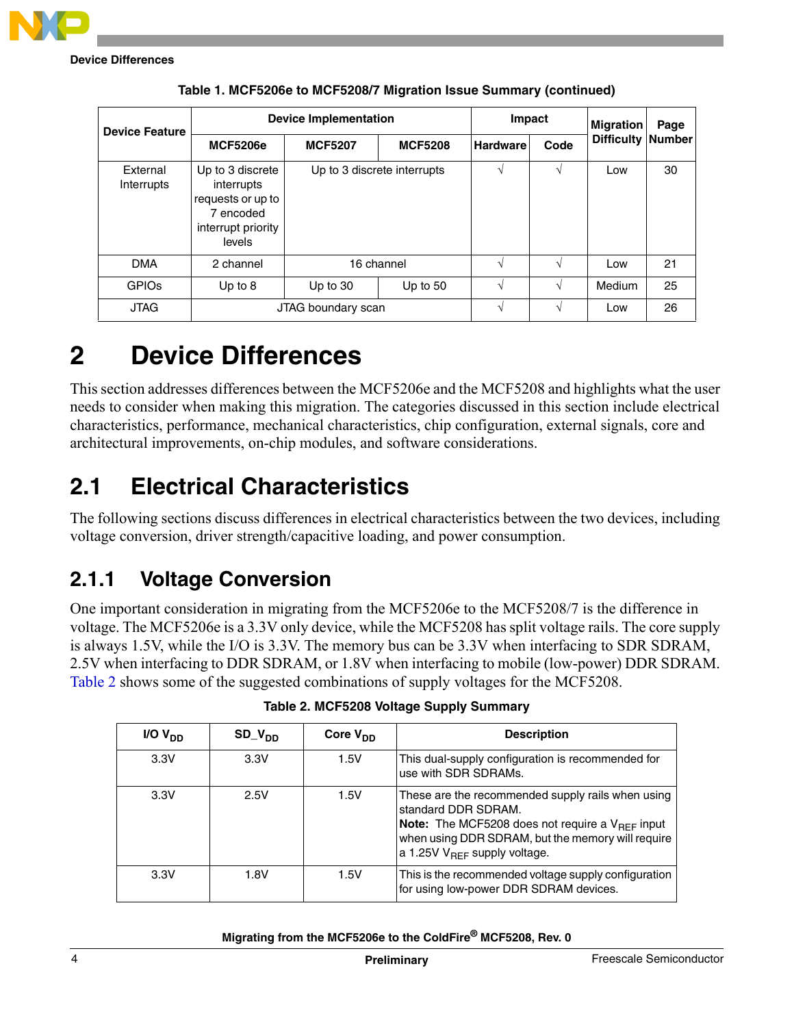**Table 1. MCF5206e to MCF5208/7 Migration Issue Summary (continued)**

| Device Feature | Device Implementation | | | Impact | | Migration Difficulty | Page Number |
|---|---|---|---|---|---|---|---|
| | MCF5206e | MCF5207 | MCF5208 | Hardware | Code | | |
| External Interrupts | Up to 3 discrete interrupts requests or up to 7 encoded interrupt priority levels | Up to 3 discrete interrupts | | √ | √ | Low | 30 |
| DMA | 2 channel | 16 channel | | √ | √ | Low | 21 |
| GPIOs | Up to 8 | Up to 30 | Up to 50 | √ | √ | Medium | 25 |
| JTAG | JTAG boundary scan | | | √ | √ | Low | 26 |

# 2 Device Differences

This section addresses differences between the MCF5206e and the MCF5208 and highlights what the user needs to consider when making this migration. The categories discussed in this section include electrical characteristics, performance, mechanical characteristics, chip configuration, external signals, core and architectural improvements, on-chip modules, and software considerations.

## 2.1 Electrical Characteristics

The following sections discuss differences in electrical characteristics between the two devices, including voltage conversion, driver strength/capacitive loading, and power consumption.

### 2.1.1 Voltage Conversion

One important consideration in migrating from the MCF5206e to the MCF5208/7 is the difference in voltage. The MCF5206e is a 3.3V only device, while the MCF5208 has split voltage rails. The core supply is always 1.5V, while the I/O is 3.3V. The memory bus can be 3.3V when interfacing to SDR SDRAM, 2.5V when interfacing to DDR SDRAM, or 1.8V when interfacing to mobile (low-power) DDR SDRAM. Table 2 shows some of the suggested combinations of supply voltages for the MCF5208.

**Table 2. MCF5208 Voltage Supply Summary**

| I/O $V_{DD}$ | SD_$V_{DD}$ | Core $V_{DD}$ | Description |
|---|---|---|---|
| 3.3V | 3.3V | 1.5V | This dual-supply configuration is recommended for use with SDR SDRAMs. |
| 3.3V | 2.5V | 1.5V | These are the recommended supply rails when using standard DDR SDRAM.<br>**Note:** The MCF5208 does not require a $V_{REF}$ input when using DDR SDRAM, but the memory will require a 1.25V $V_{REF}$ supply voltage. |
| 3.3V | 1.8V | 1.5V | This is the recommended voltage supply configuration for using low-power DDR SDRAM devices. |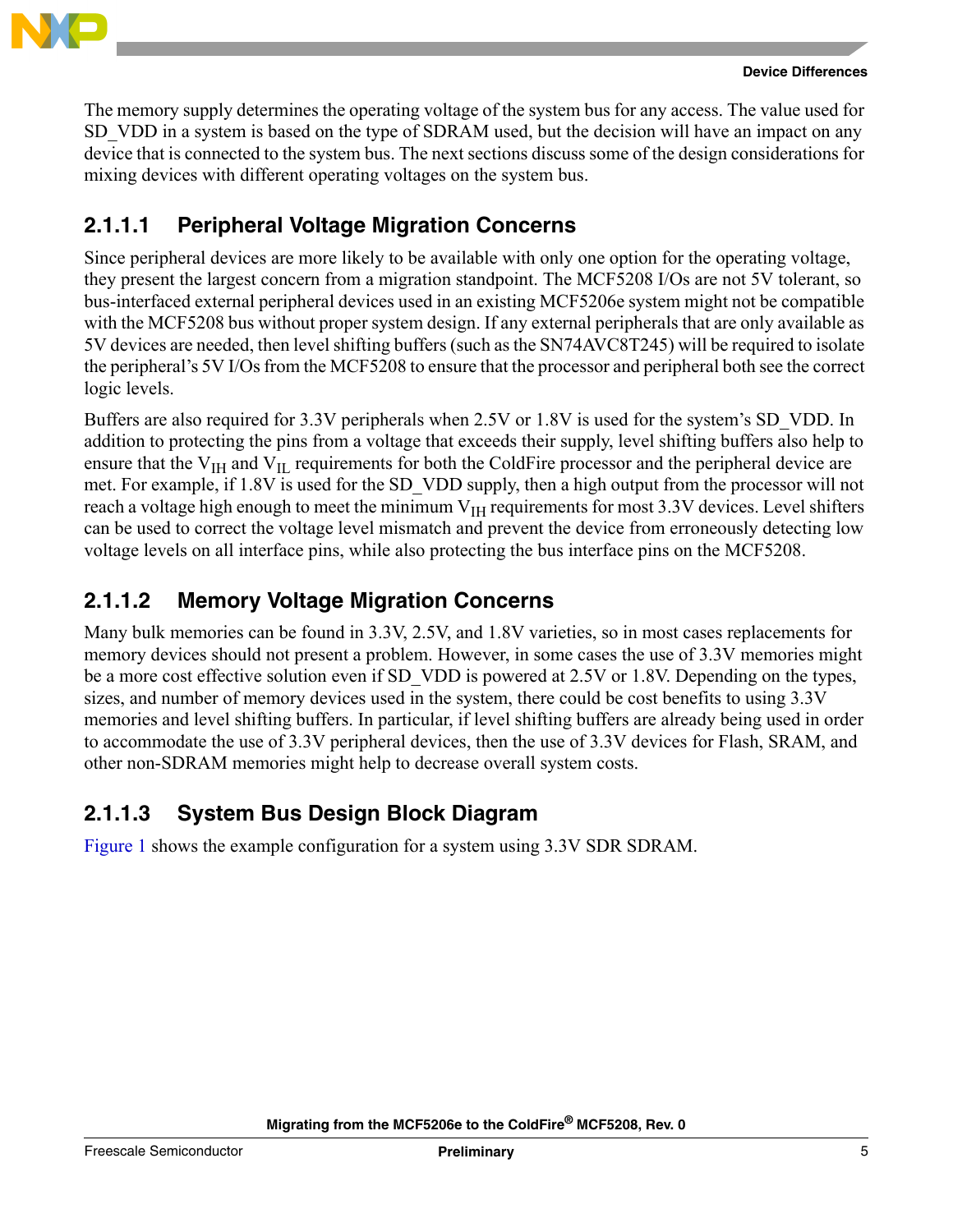The memory supply determines the operating voltage of the system bus for any access. The value used for SD_VDD in a system is based on the type of SDRAM used, but the decision will have an impact on any device that is connected to the system bus. The next sections discuss some of the design considerations for mixing devices with different operating voltages on the system bus.

#### 2.1.1.1 Peripheral Voltage Migration Concerns

Since peripheral devices are more likely to be available with only one option for the operating voltage, they present the largest concern from a migration standpoint. The MCF5208 I/Os are not 5V tolerant, so bus-interfaced external peripheral devices used in an existing MCF5206e system might not be compatible with the MCF5208 bus without proper system design. If any external peripherals that are only available as 5V devices are needed, then level shifting buffers (such as the SN74AVC8T245) will be required to isolate the peripheral's 5V I/Os from the MCF5208 to ensure that the processor and peripheral both see the correct logic levels.

Buffers are also required for 3.3V peripherals when 2.5V or 1.8V is used for the system's SD_VDD. In addition to protecting the pins from a voltage that exceeds their supply, level shifting buffers also help to ensure that the $V_{IH}$ and $V_{IL}$ requirements for both the ColdFire processor and the peripheral device are met. For example, if 1.8V is used for the SD_VDD supply, then a high output from the processor will not reach a voltage high enough to meet the minimum $V_{IH}$ requirements for most 3.3V devices. Level shifters can be used to correct the voltage level mismatch and prevent the device from erroneously detecting low voltage levels on all interface pins, while also protecting the bus interface pins on the MCF5208.

#### 2.1.1.2 Memory Voltage Migration Concerns

Many bulk memories can be found in 3.3V, 2.5V, and 1.8V varieties, so in most cases replacements for memory devices should not present a problem. However, in some cases the use of 3.3V memories might be a more cost effective solution even if SD_VDD is powered at 2.5V or 1.8V. Depending on the types, sizes, and number of memory devices used in the system, there could be cost benefits to using 3.3V memories and level shifting buffers. In particular, if level shifting buffers are already being used in order to accommodate the use of 3.3V peripheral devices, then the use of 3.3V devices for Flash, SRAM, and other non-SDRAM memories might help to decrease overall system costs.

#### 2.1.1.3 System Bus Design Block Diagram

Figure 1 shows the example configuration for a system using 3.3V SDR SDRAM.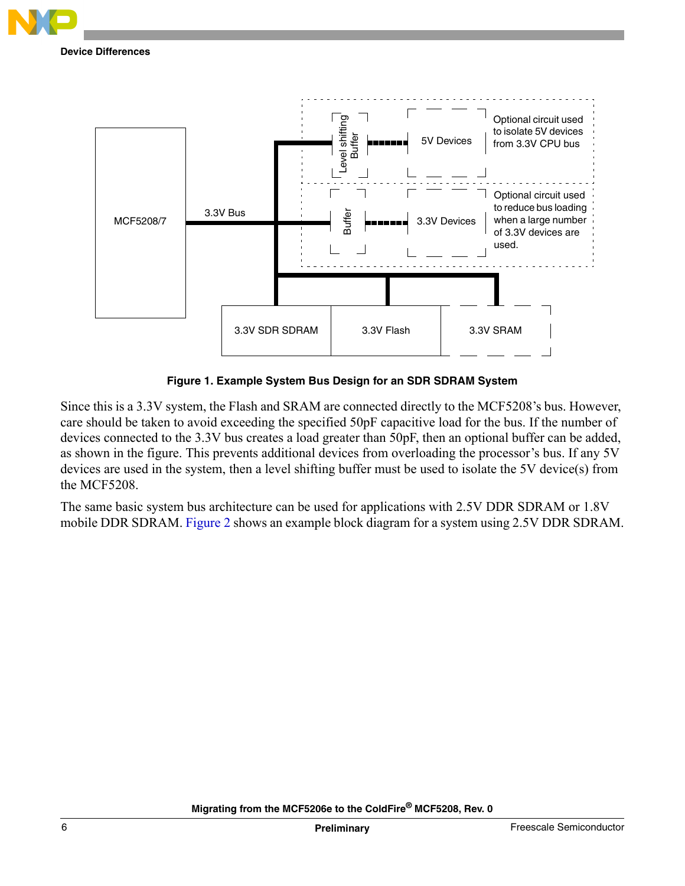Figure 1. Example System Bus Design for an SDR SDRAM System

Since this is a 3.3V system, the Flash and SRAM are connected directly to the MCF5208's bus. However, care should be taken to avoid exceeding the specified 50pF capacitive load for the bus. If the number of devices connected to the 3.3V bus creates a load greater than 50pF, then an optional buffer can be added, as shown in the figure. This prevents additional devices from overloading the processor's bus. If any 5V devices are used in the system, then a level shifting buffer must be used to isolate the 5V device(s) from the MCF5208.

The same basic system bus architecture can be used for applications with 2.5V DDR SDRAM or 1.8V mobile DDR SDRAM. Figure 2 shows an example block diagram for a system using 2.5V DDR SDRAM.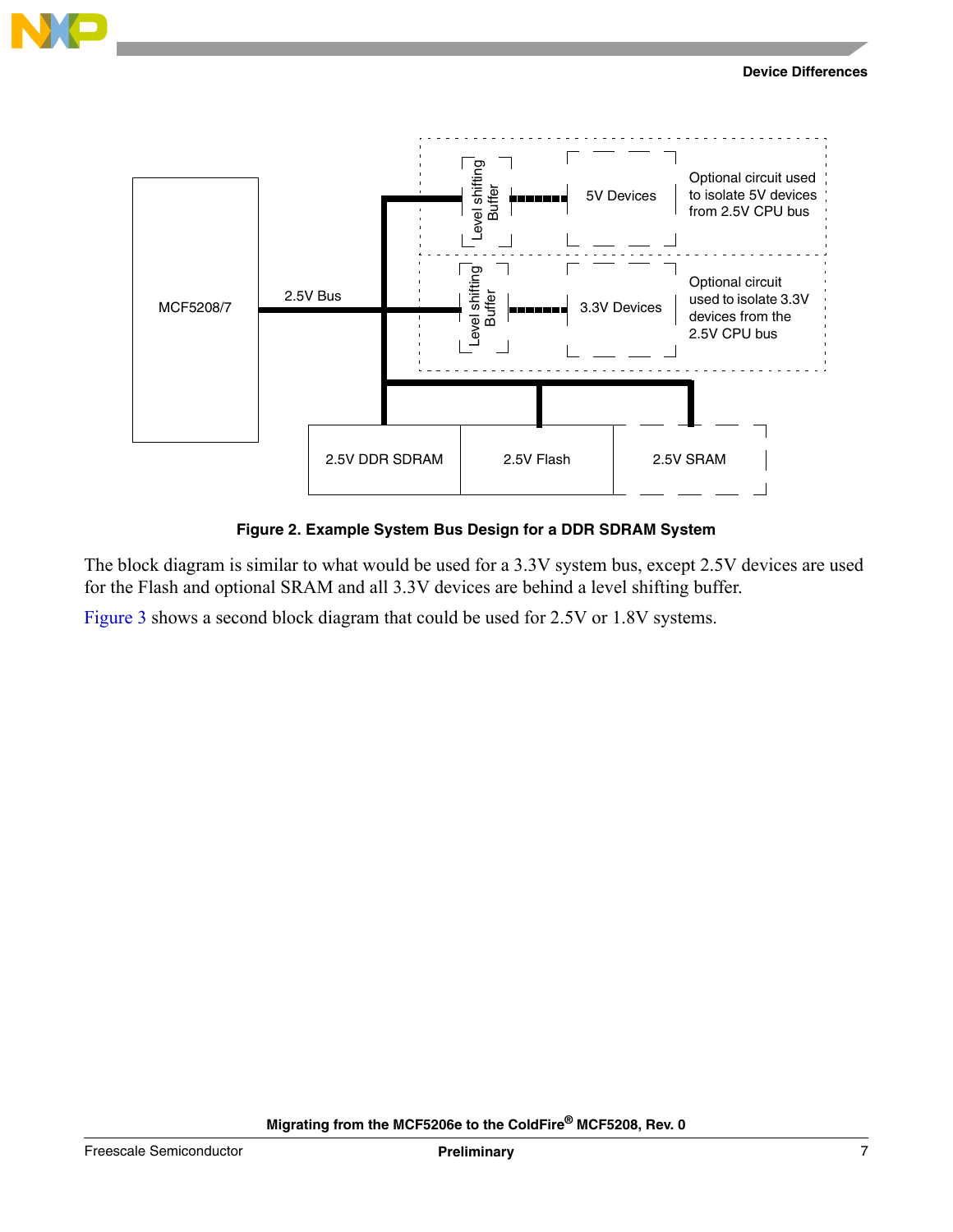**Figure 2. Example System Bus Design for a DDR SDRAM System**

The block diagram is similar to what would be used for a 3.3V system bus, except 2.5V devices are used for the Flash and optional SRAM and all 3.3V devices are behind a level shifting buffer.

Figure 3 shows a second block diagram that could be used for 2.5V or 1.8V systems.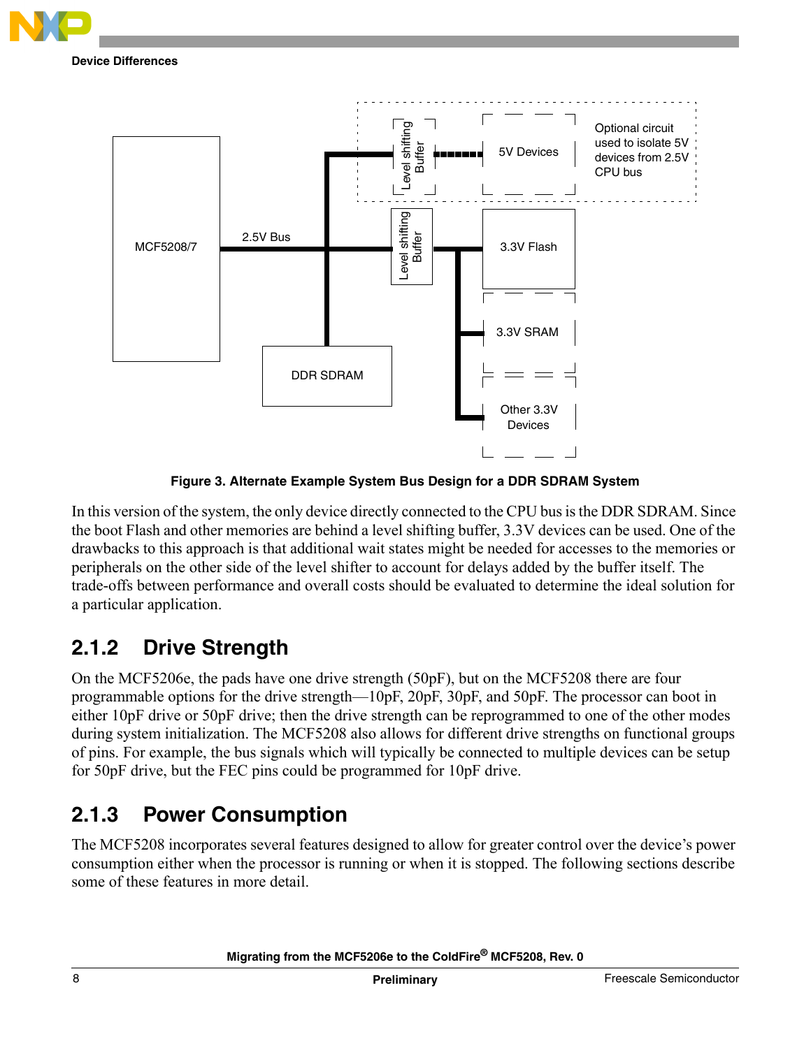Figure 3. Alternate Example System Bus Design for a DDR SDRAM System

In this version of the system, the only device directly connected to the CPU bus is the DDR SDRAM. Since the boot Flash and other memories are behind a level shifting buffer, 3.3V devices can be used. One of the drawbacks to this approach is that additional wait states might be needed for accesses to the memories or peripherals on the other side of the level shifter to account for delays added by the buffer itself. The trade-offs between performance and overall costs should be evaluated to determine the ideal solution for a particular application.

### 2.1.2 Drive Strength

On the MCF5206e, the pads have one drive strength (50pF), but on the MCF5208 there are four programmable options for the drive strength—10pF, 20pF, 30pF, and 50pF. The processor can boot in either 10pF drive or 50pF drive; then the drive strength can be reprogrammed to one of the other modes during system initialization. The MCF5208 also allows for different drive strengths on functional groups of pins. For example, the bus signals which will typically be connected to multiple devices can be setup for 50pF drive, but the FEC pins could be programmed for 10pF drive.

### 2.1.3 Power Consumption

The MCF5208 incorporates several features designed to allow for greater control over the device's power consumption either when the processor is running or when it is stopped. The following sections describe some of these features in more detail.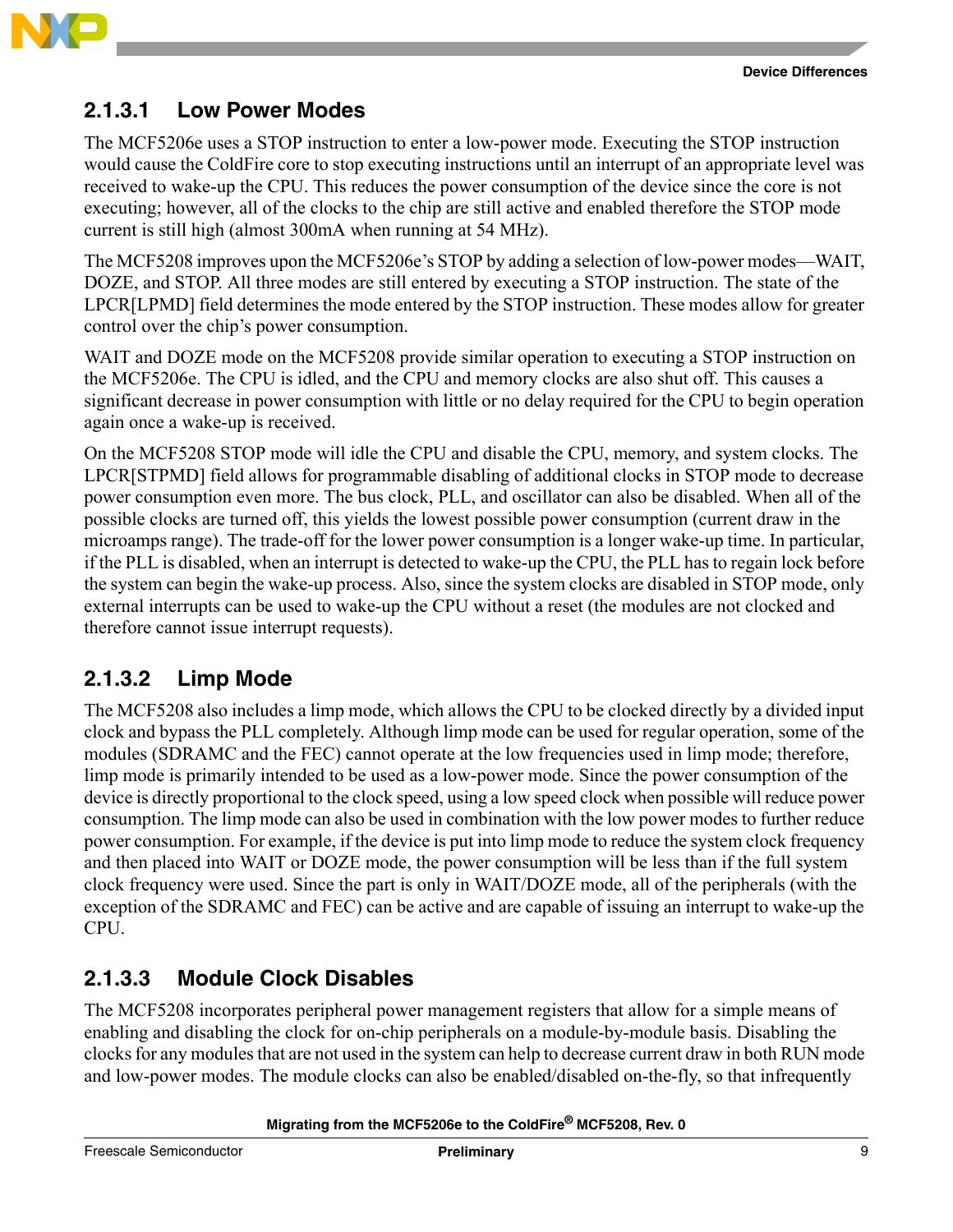### 2.1.3.1 Low Power Modes

The MCF5206e uses a STOP instruction to enter a low-power mode. Executing the STOP instruction would cause the ColdFire core to stop executing instructions until an interrupt of an appropriate level was received to wake-up the CPU. This reduces the power consumption of the device since the core is not executing; however, all of the clocks to the chip are still active and enabled therefore the STOP mode current is still high (almost 300mA when running at 54 MHz).

The MCF5208 improves upon the MCF5206e's STOP by adding a selection of low-power modes—WAIT, DOZE, and STOP. All three modes are still entered by executing a STOP instruction. The state of the LPCR[LPMD] field determines the mode entered by the STOP instruction. These modes allow for greater control over the chip's power consumption.

WAIT and DOZE mode on the MCF5208 provide similar operation to executing a STOP instruction on the MCF5206e. The CPU is idled, and the CPU and memory clocks are also shut off. This causes a significant decrease in power consumption with little or no delay required for the CPU to begin operation again once a wake-up is received.

On the MCF5208 STOP mode will idle the CPU and disable the CPU, memory, and system clocks. The LPCR[STPMD] field allows for programmable disabling of additional clocks in STOP mode to decrease power consumption even more. The bus clock, PLL, and oscillator can also be disabled. When all of the possible clocks are turned off, this yields the lowest possible power consumption (current draw in the microamps range). The trade-off for the lower power consumption is a longer wake-up time. In particular, if the PLL is disabled, when an interrupt is detected to wake-up the CPU, the PLL has to regain lock before the system can begin the wake-up process. Also, since the system clocks are disabled in STOP mode, only external interrupts can be used to wake-up the CPU without a reset (the modules are not clocked and therefore cannot issue interrupt requests).

### 2.1.3.2 Limp Mode

The MCF5208 also includes a limp mode, which allows the CPU to be clocked directly by a divided input clock and bypass the PLL completely. Although limp mode can be used for regular operation, some of the modules (SDRAMC and the FEC) cannot operate at the low frequencies used in limp mode; therefore, limp mode is primarily intended to be used as a low-power mode. Since the power consumption of the device is directly proportional to the clock speed, using a low speed clock when possible will reduce power consumption. The limp mode can also be used in combination with the low power modes to further reduce power consumption. For example, if the device is put into limp mode to reduce the system clock frequency and then placed into WAIT or DOZE mode, the power consumption will be less than if the full system clock frequency were used. Since the part is only in WAIT/DOZE mode, all of the peripherals (with the exception of the SDRAMC and FEC) can be active and are capable of issuing an interrupt to wake-up the CPU.

### 2.1.3.3 Module Clock Disables

The MCF5208 incorporates peripheral power management registers that allow for a simple means of enabling and disabling the clock for on-chip peripherals on a module-by-module basis. Disabling the clocks for any modules that are not used in the system can help to decrease current draw in both RUN mode and low-power modes. The module clocks can also be enabled/disabled on-the-fly, so that infrequently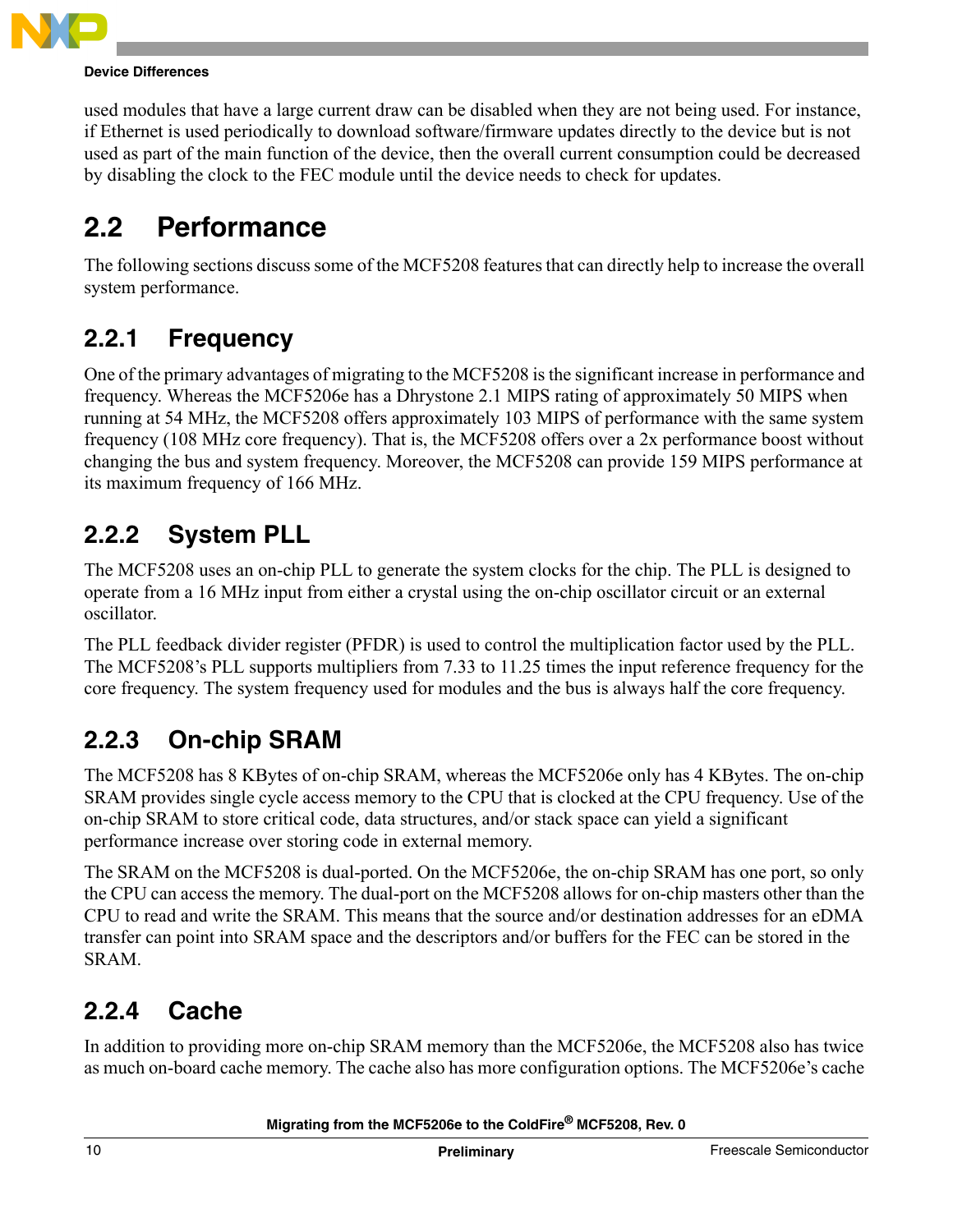used modules that have a large current draw can be disabled when they are not being used. For instance, if Ethernet is used periodically to download software/firmware updates directly to the device but is not used as part of the main function of the device, then the overall current consumption could be decreased by disabling the clock to the FEC module until the device needs to check for updates.

## 2.2 Performance

The following sections discuss some of the MCF5208 features that can directly help to increase the overall system performance.

### 2.2.1 Frequency

One of the primary advantages of migrating to the MCF5208 is the significant increase in performance and frequency. Whereas the MCF5206e has a Dhrystone 2.1 MIPS rating of approximately 50 MIPS when running at 54 MHz, the MCF5208 offers approximately 103 MIPS of performance with the same system frequency (108 MHz core frequency). That is, the MCF5208 offers over a 2x performance boost without changing the bus and system frequency. Moreover, the MCF5208 can provide 159 MIPS performance at its maximum frequency of 166 MHz.

### 2.2.2 System PLL

The MCF5208 uses an on-chip PLL to generate the system clocks for the chip. The PLL is designed to operate from a 16 MHz input from either a crystal using the on-chip oscillator circuit or an external oscillator.

The PLL feedback divider register (PFDR) is used to control the multiplication factor used by the PLL. The MCF5208's PLL supports multipliers from 7.33 to 11.25 times the input reference frequency for the core frequency. The system frequency used for modules and the bus is always half the core frequency.

### 2.2.3 On-chip SRAM

The MCF5208 has 8 KBytes of on-chip SRAM, whereas the MCF5206e only has 4 KBytes. The on-chip SRAM provides single cycle access memory to the CPU that is clocked at the CPU frequency. Use of the on-chip SRAM to store critical code, data structures, and/or stack space can yield a significant performance increase over storing code in external memory.

The SRAM on the MCF5208 is dual-ported. On the MCF5206e, the on-chip SRAM has one port, so only the CPU can access the memory. The dual-port on the MCF5208 allows for on-chip masters other than the CPU to read and write the SRAM. This means that the source and/or destination addresses for an eDMA transfer can point into SRAM space and the descriptors and/or buffers for the FEC can be stored in the SRAM.

### 2.2.4 Cache

In addition to providing more on-chip SRAM memory than the MCF5206e, the MCF5208 also has twice as much on-board cache memory. The cache also has more configuration options. The MCF5206e's cache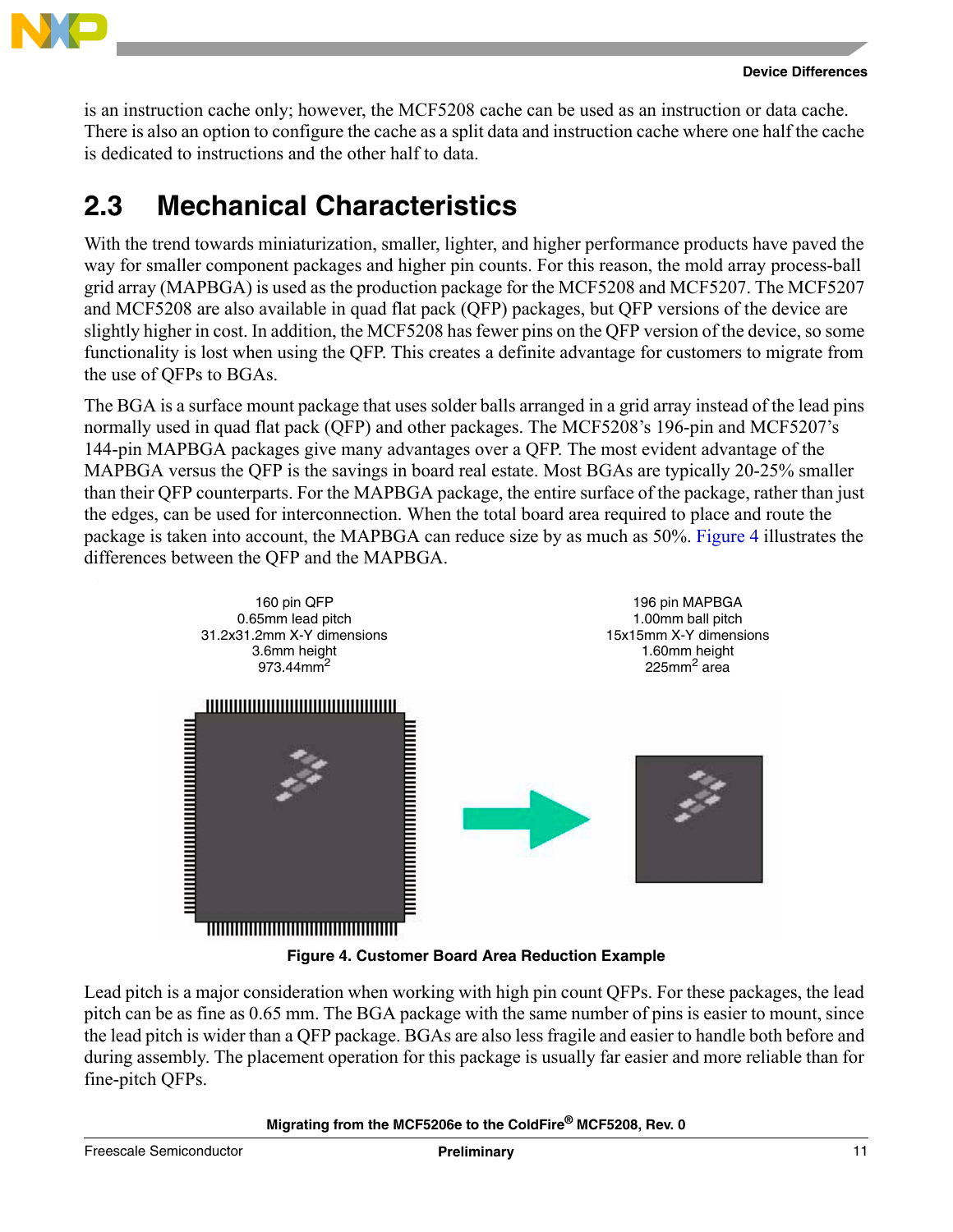is an instruction cache only; however, the MCF5208 cache can be used as an instruction or data cache. There is also an option to configure the cache as a split data and instruction cache where one half the cache is dedicated to instructions and the other half to data.

## 2.3 Mechanical Characteristics

With the trend towards miniaturization, smaller, lighter, and higher performance products have paved the way for smaller component packages and higher pin counts. For this reason, the mold array process-ball grid array (MAPBGA) is used as the production package for the MCF5208 and MCF5207. The MCF5207 and MCF5208 are also available in quad flat pack (QFP) packages, but QFP versions of the device are slightly higher in cost. In addition, the MCF5208 has fewer pins on the QFP version of the device, so some functionality is lost when using the QFP. This creates a definite advantage for customers to migrate from the use of QFPs to BGAs.

The BGA is a surface mount package that uses solder balls arranged in a grid array instead of the lead pins normally used in quad flat pack (QFP) and other packages. The MCF5208's 196-pin and MCF5207's 144-pin MAPBGA packages give many advantages over a QFP. The most evident advantage of the MAPBGA versus the QFP is the savings in board real estate. Most BGAs are typically 20-25% smaller than their QFP counterparts. For the MAPBGA package, the entire surface of the package, rather than just the edges, can be used for interconnection. When the total board area required to place and route the package is taken into account, the MAPBGA can reduce size by as much as 50%. Figure 4 illustrates the differences between the QFP and the MAPBGA.

160 pin QFP
0.65mm lead pitch
31.2x31.2mm X-Y dimensions
3.6mm height
973.44mm$^2$

196 pin MAPBGA
1.00mm ball pitch
15x15mm X-Y dimensions
1.60mm height
225mm$^2$ area

**Figure 4. Customer Board Area Reduction Example**

Lead pitch is a major consideration when working with high pin count QFPs. For these packages, the lead pitch can be as fine as 0.65 mm. The BGA package with the same number of pins is easier to mount, since the lead pitch is wider than a QFP package. BGAs are also less fragile and easier to handle both before and during assembly. The placement operation for this package is usually far easier and more reliable than for fine-pitch QFPs.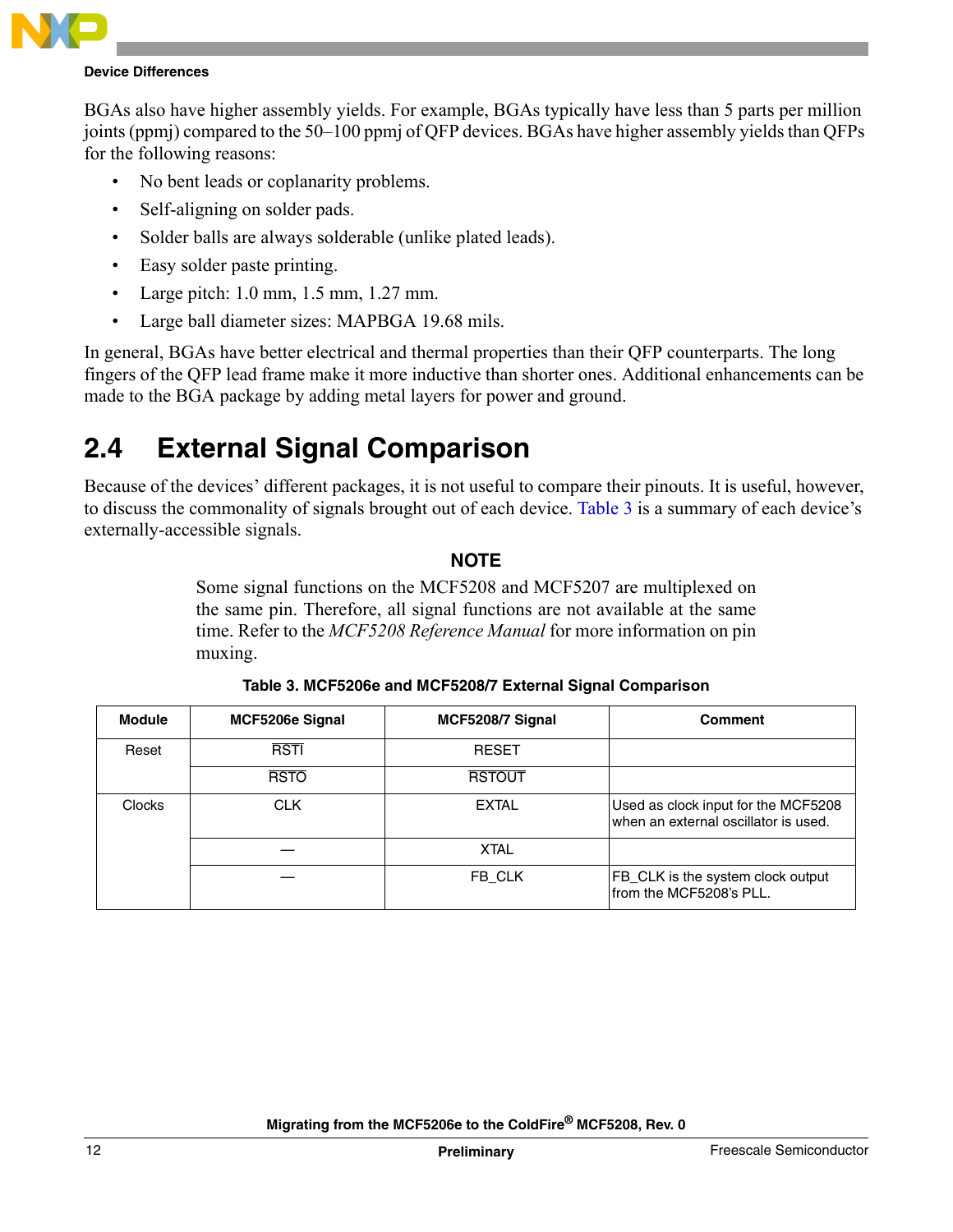BGAs also have higher assembly yields. For example, BGAs typically have less than 5 parts per million joints (ppmj) compared to the 50–100 ppmj of QFP devices. BGAs have higher assembly yields than QFPs for the following reasons:

- No bent leads or coplanarity problems.
- Self-aligning on solder pads.
- Solder balls are always solderable (unlike plated leads).
- Easy solder paste printing.
- Large pitch: 1.0 mm, 1.5 mm, 1.27 mm.
- Large ball diameter sizes: MAPBGA 19.68 mils.

In general, BGAs have better electrical and thermal properties than their QFP counterparts. The long fingers of the QFP lead frame make it more inductive than shorter ones. Additional enhancements can be made to the BGA package by adding metal layers for power and ground.

## 2.4 External Signal Comparison

Because of the devices' different packages, it is not useful to compare their pinouts. It is useful, however, to discuss the commonality of signals brought out of each device. Table 3 is a summary of each device's externally-accessible signals.

**NOTE**

Some signal functions on the MCF5208 and MCF5207 are multiplexed on the same pin. Therefore, all signal functions are not available at the same time. Refer to the *MCF5208 Reference Manual* for more information on pin muxing.

**Table 3. MCF5206e and MCF5208/7 External Signal Comparison**

| Module | MCF5206e Signal | MCF5208/7 Signal | Comment |
|---|---|---|---|
| Reset | $\overline{\text{RSTI}}$ | RESET | |
| | $\overline{\text{RSTO}}$ | $\overline{\text{RSTOUT}}$ | |
| Clocks | CLK | EXTAL | Used as clock input for the MCF5208 when an external oscillator is used. |
| | — | XTAL | |
| | — | FB_CLK | FB_CLK is the system clock output from the MCF5208's PLL. |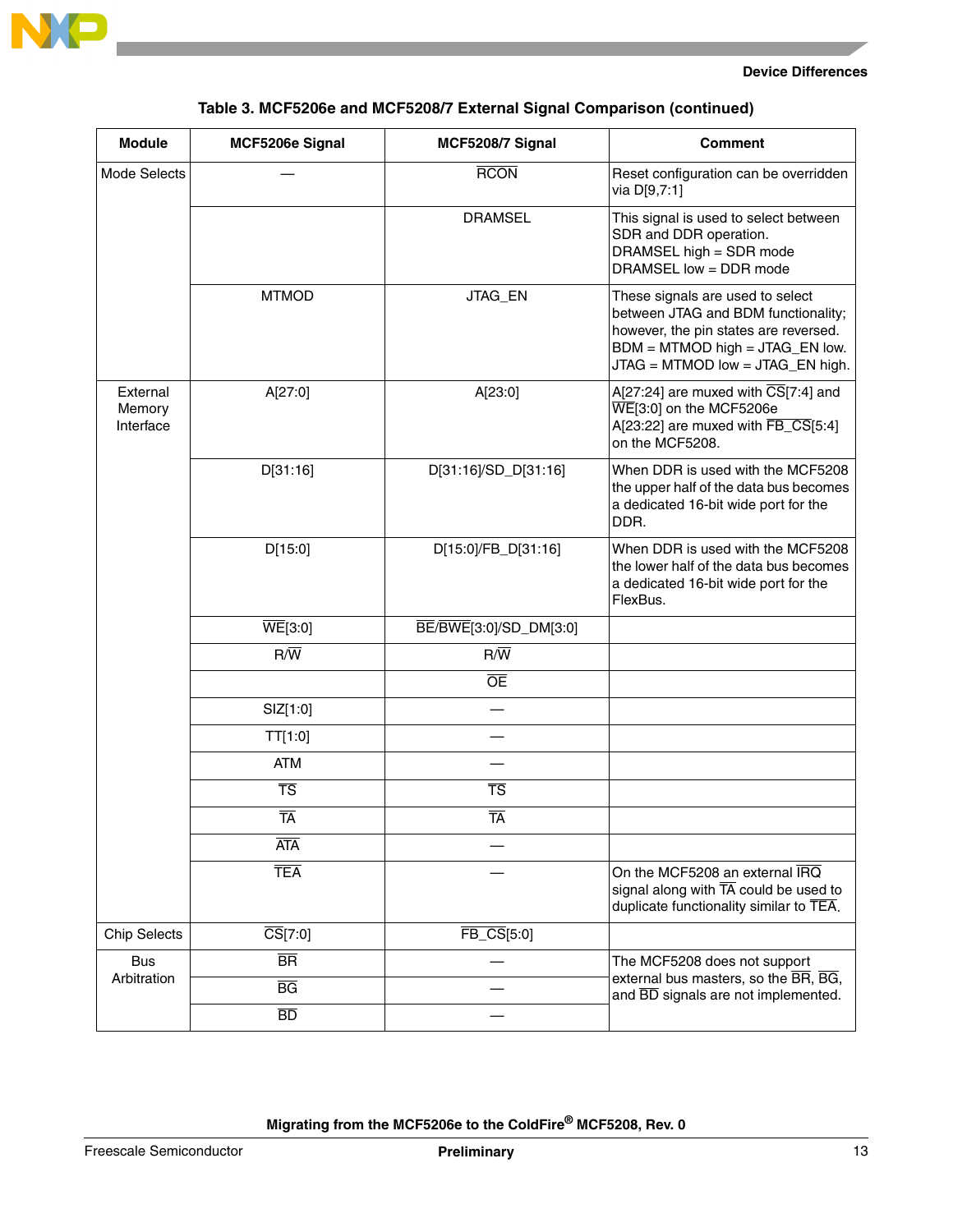**Table 3. MCF5206e and MCF5208/7 External Signal Comparison (continued)**

| Module | MCF5206e Signal | MCF5208/7 Signal | Comment |
|---|---|---|---|
| Mode Selects | — | $\overline{RCON}$ | Reset configuration can be overridden via D[9,7:1] |
| | | DRAMSEL | This signal is used to select between SDR and DDR operation.<br>DRAMSEL high = SDR mode<br>DRAMSEL low = DDR mode |
| | MTMOD | JTAG_EN | These signals are used to select between JTAG and BDM functionality; however, the pin states are reversed.<br>BDM = MTMOD high = JTAG_EN low.<br>JTAG = MTMOD low = JTAG_EN high. |
| External Memory Interface | A[27:0] | A[23:0] | A[27:24] are muxed with $\overline{CS}$[7:4] and $\overline{WE}$[3:0] on the MCF5206e<br>A[23:22] are muxed with $\overline{FB\_CS}$[5:4] on the MCF5208. |
| | D[31:16] | D[31:16]/SD_D[31:16] | When DDR is used with the MCF5208 the upper half of the data bus becomes a dedicated 16-bit wide port for the DDR. |
| | D[15:0] | D[15:0]/FB_D[31:16] | When DDR is used with the MCF5208 the lower half of the data bus becomes a dedicated 16-bit wide port for the FlexBus. |
| | $\overline{WE}$[3:0] | $\overline{BE}$/$\overline{BWE}$[3:0]/SD_DM[3:0] | |
| | R/$\overline{W}$ | R/$\overline{W}$ | |
| | | $\overline{OE}$ | |
| | SIZ[1:0] | — | |
| | TT[1:0] | — | |
| | ATM | — | |
| | $\overline{TS}$ | $\overline{TS}$ | |
| | $\overline{TA}$ | $\overline{TA}$ | |
| | $\overline{ATA}$ | — | |
| | $\overline{TEA}$ | — | On the MCF5208 an external $\overline{IRQ}$ signal along with $\overline{TA}$ could be used to duplicate functionality similar to $\overline{TEA}$. |
| Chip Selects | $\overline{CS}$[7:0] | $\overline{FB\_CS}$[5:0] | |
| Bus Arbitration | $\overline{BR}$ | — | The MCF5208 does not support external bus masters, so the $\overline{BR}$, $\overline{BG}$, and $\overline{BD}$ signals are not implemented. |
| | $\overline{BG}$ | — | |
| | $\overline{BD}$ | — | |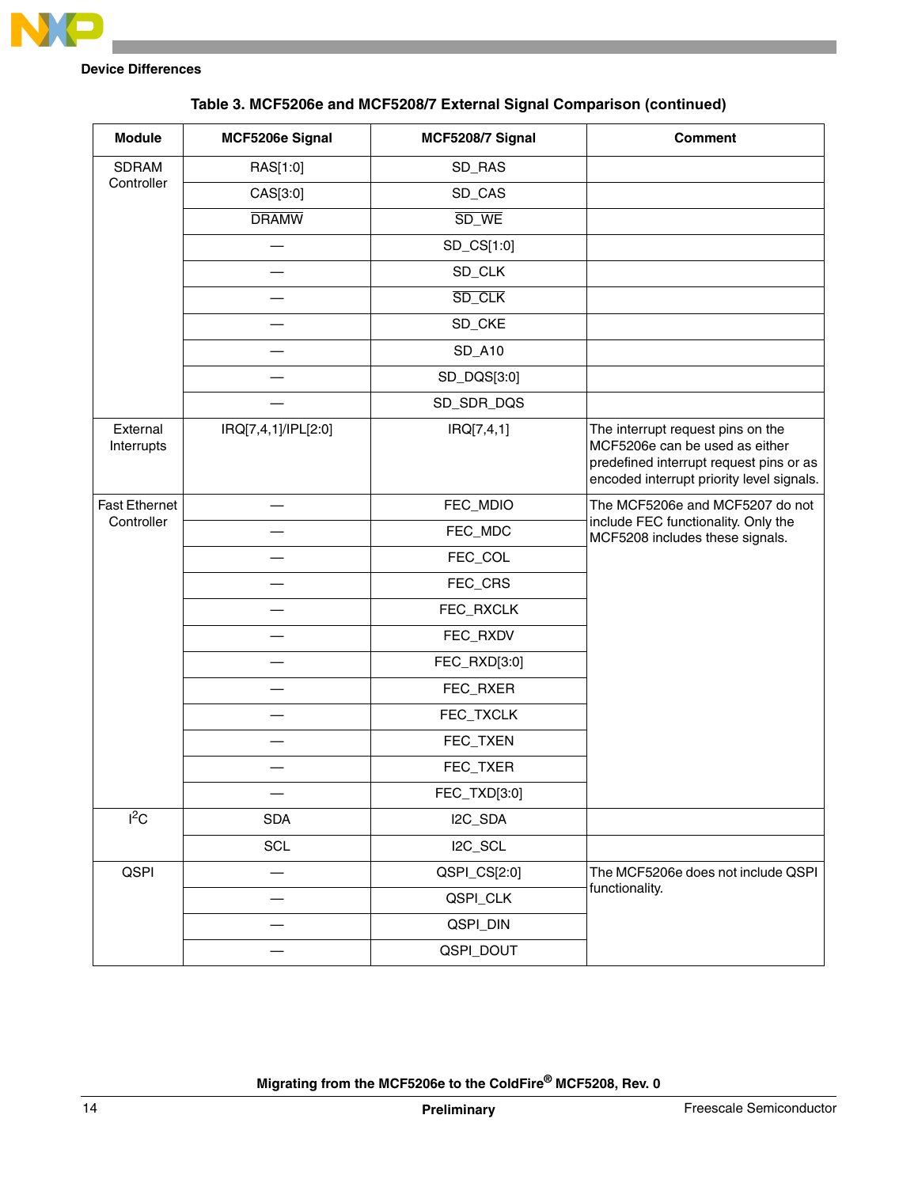**Table 3. MCF5206e and MCF5208/7 External Signal Comparison (continued)**

| Module | MCF5206e Signal | MCF5208/7 Signal | Comment |
|---|---|---|---|
| SDRAM Controller | RAS[1:0] | SD_RAS | |
| | CAS[3:0] | SD_CAS | |
| | $\overline{\text{DRAMW}}$ | $\overline{\text{SD\_WE}}$ | |
| | — | SD_CS[1:0] | |
| | — | SD_CLK | |
| | — | $\overline{\text{SD\_CLK}}$ | |
| | — | SD_CKE | |
| | — | SD_A10 | |
| | — | SD_DQS[3:0] | |
| | — | SD_SDR_DQS | |
| External Interrupts | IRQ[7,4,1]/IPL[2:0] | IRQ[7,4,1] | The interrupt request pins on the MCF5206e can be used as either predefined interrupt request pins or as encoded interrupt priority level signals. |
| Fast Ethernet Controller | — | FEC_MDIO | The MCF5206e and MCF5207 do not include FEC functionality. Only the MCF5208 includes these signals. |
| | — | FEC_MDC | |
| | — | FEC_COL | |
| | — | FEC_CRS | |
| | — | FEC_RXCLK | |
| | — | FEC_RXDV | |
| | — | FEC_RXD[3:0] | |
| | — | FEC_RXER | |
| | — | FEC_TXCLK | |
| | — | FEC_TXEN | |
| | — | FEC_TXER | |
| | — | FEC_TXD[3:0] | |
| $I^2C$ | SDA | I2C_SDA | |
| | SCL | I2C_SCL | |
| QSPI | — | QSPI_CS[2:0] | The MCF5206e does not include QSPI functionality. |
| | — | QSPI_CLK | |
| | — | QSPI_DIN | |
| | — | QSPI_DOUT | |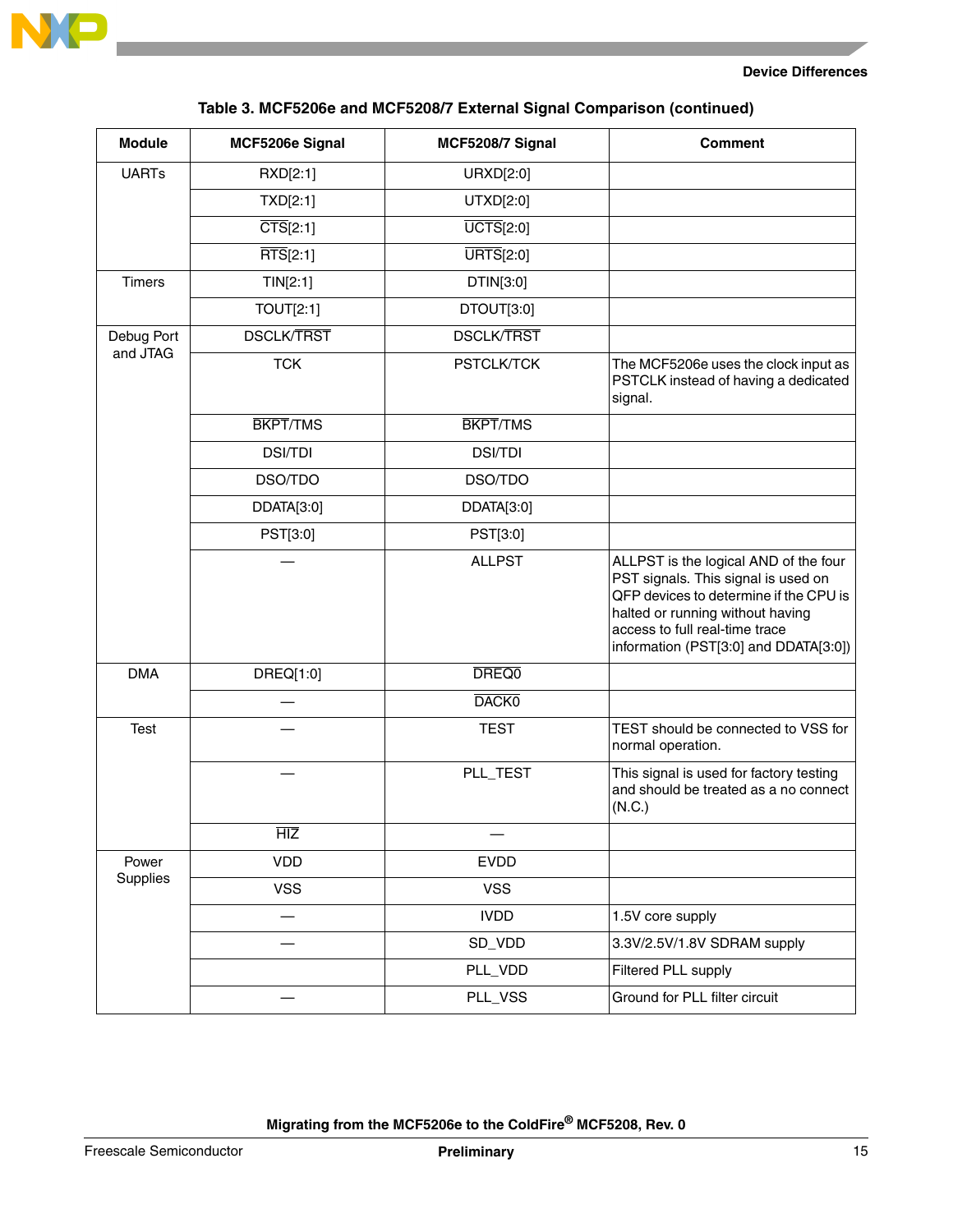**Table 3. MCF5206e and MCF5208/7 External Signal Comparison (continued)**

| Module | MCF5206e Signal | MCF5208/7 Signal | Comment |
|---|---|---|---|
| UARTs | RXD[2:1] | URXD[2:0] | |
| | TXD[2:1] | UTXD[2:0] | |
| | $\overline{CTS}$[2:1] | $\overline{UCTS}$[2:0] | |
| | $\overline{RTS}$[2:1] | $\overline{URTS}$[2:0] | |
| Timers | TIN[2:1] | DTIN[3:0] | |
| | TOUT[2:1] | DTOUT[3:0] | |
| Debug Port and JTAG | DSCLK/$\overline{TRST}$ | DSCLK/$\overline{TRST}$ | |
| | TCK | PSTCLK/TCK | The MCF5206e uses the clock input as PSTCLK instead of having a dedicated signal. |
| | $\overline{BKPT}$/TMS | $\overline{BKPT}$/TMS | |
| | DSI/TDI | DSI/TDI | |
| | DSO/TDO | DSO/TDO | |
| | DDATA[3:0] | DDATA[3:0] | |
| | PST[3:0] | PST[3:0] | |
| | — | ALLPST | ALLPST is the logical AND of the four PST signals. This signal is used on QFP devices to determine if the CPU is halted or running without having access to full real-time trace information (PST[3:0] and DDATA[3:0]) |
| DMA | DREQ[1:0] | $\overline{DREQ0}$ | |
| | — | $\overline{DACK0}$ | |
| Test | — | TEST | TEST should be connected to VSS for normal operation. |
| | — | PLL_TEST | This signal is used for factory testing and should be treated as a no connect (N.C.) |
| | $\overline{HIZ}$ | — | |
| Power Supplies | VDD | EVDD | |
| | VSS | VSS | |
| | — | IVDD | 1.5V core supply |
| | — | SD_VDD | 3.3V/2.5V/1.8V SDRAM supply |
| | | PLL_VDD | Filtered PLL supply |
| | — | PLL_VSS | Ground for PLL filter circuit |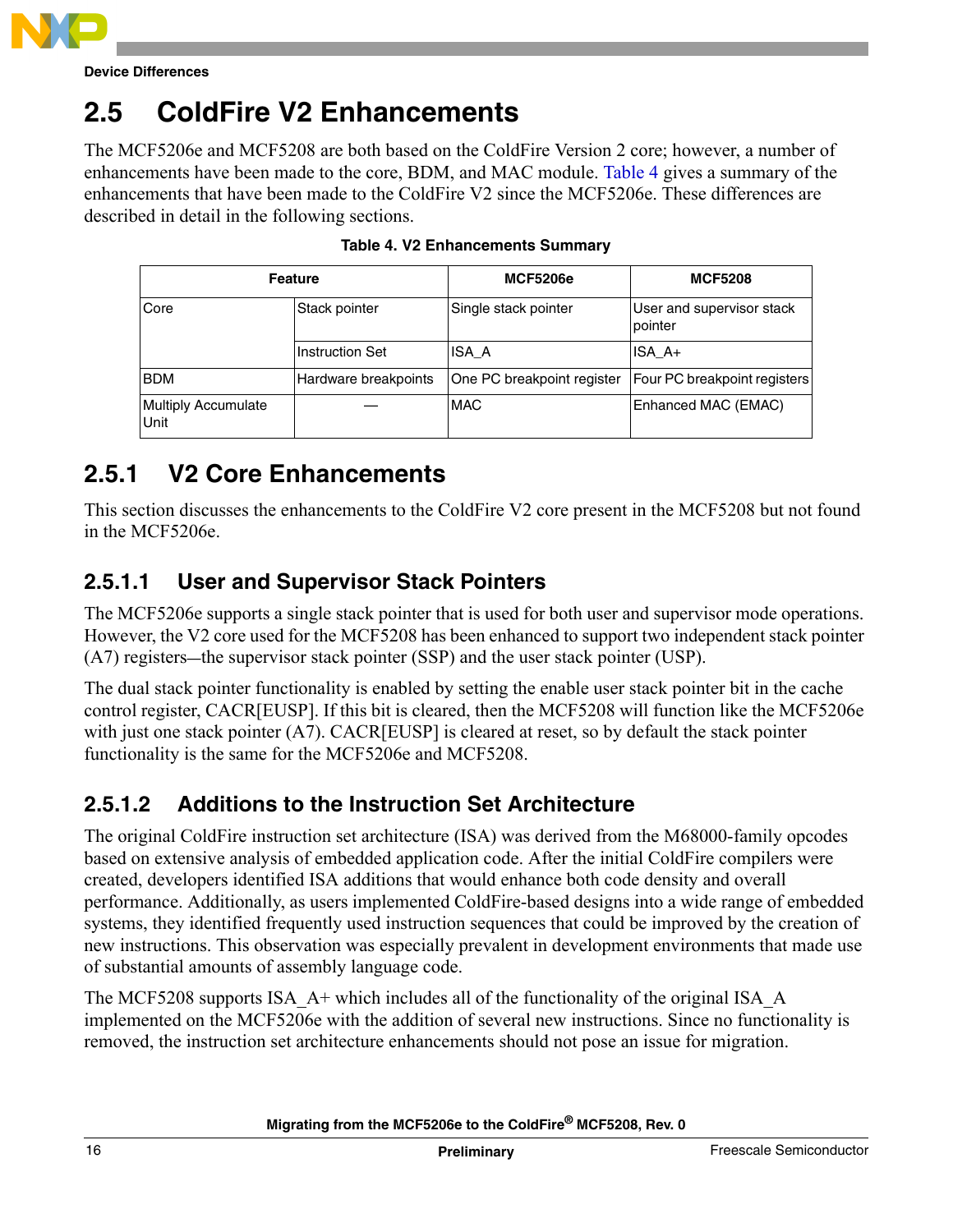## 2.5 ColdFire V2 Enhancements

The MCF5206e and MCF5208 are both based on the ColdFire Version 2 core; however, a number of enhancements have been made to the core, BDM, and MAC module. Table 4 gives a summary of the enhancements that have been made to the ColdFire V2 since the MCF5206e. These differences are described in detail in the following sections.

**Table 4. V2 Enhancements Summary**

| Feature | | MCF5206e | MCF5208 |
|---|---|---|---|
| Core | Stack pointer | Single stack pointer | User and supervisor stack pointer |
| | Instruction Set | ISA_A | ISA_A+ |
| BDM | Hardware breakpoints | One PC breakpoint register | Four PC breakpoint registers |
| Multiply Accumulate Unit | — | MAC | Enhanced MAC (EMAC) |

### 2.5.1 V2 Core Enhancements

This section discusses the enhancements to the ColdFire V2 core present in the MCF5208 but not found in the MCF5206e.

#### 2.5.1.1 User and Supervisor Stack Pointers

The MCF5206e supports a single stack pointer that is used for both user and supervisor mode operations. However, the V2 core used for the MCF5208 has been enhanced to support two independent stack pointer (A7) registers—the supervisor stack pointer (SSP) and the user stack pointer (USP).

The dual stack pointer functionality is enabled by setting the enable user stack pointer bit in the cache control register, CACR[EUSP]. If this bit is cleared, then the MCF5208 will function like the MCF5206e with just one stack pointer (A7). CACR[EUSP] is cleared at reset, so by default the stack pointer functionality is the same for the MCF5206e and MCF5208.

#### 2.5.1.2 Additions to the Instruction Set Architecture

The original ColdFire instruction set architecture (ISA) was derived from the M68000-family opcodes based on extensive analysis of embedded application code. After the initial ColdFire compilers were created, developers identified ISA additions that would enhance both code density and overall performance. Additionally, as users implemented ColdFire-based designs into a wide range of embedded systems, they identified frequently used instruction sequences that could be improved by the creation of new instructions. This observation was especially prevalent in development environments that made use of substantial amounts of assembly language code.

The MCF5208 supports ISA_A+ which includes all of the functionality of the original ISA_A implemented on the MCF5206e with the addition of several new instructions. Since no functionality is removed, the instruction set architecture enhancements should not pose an issue for migration.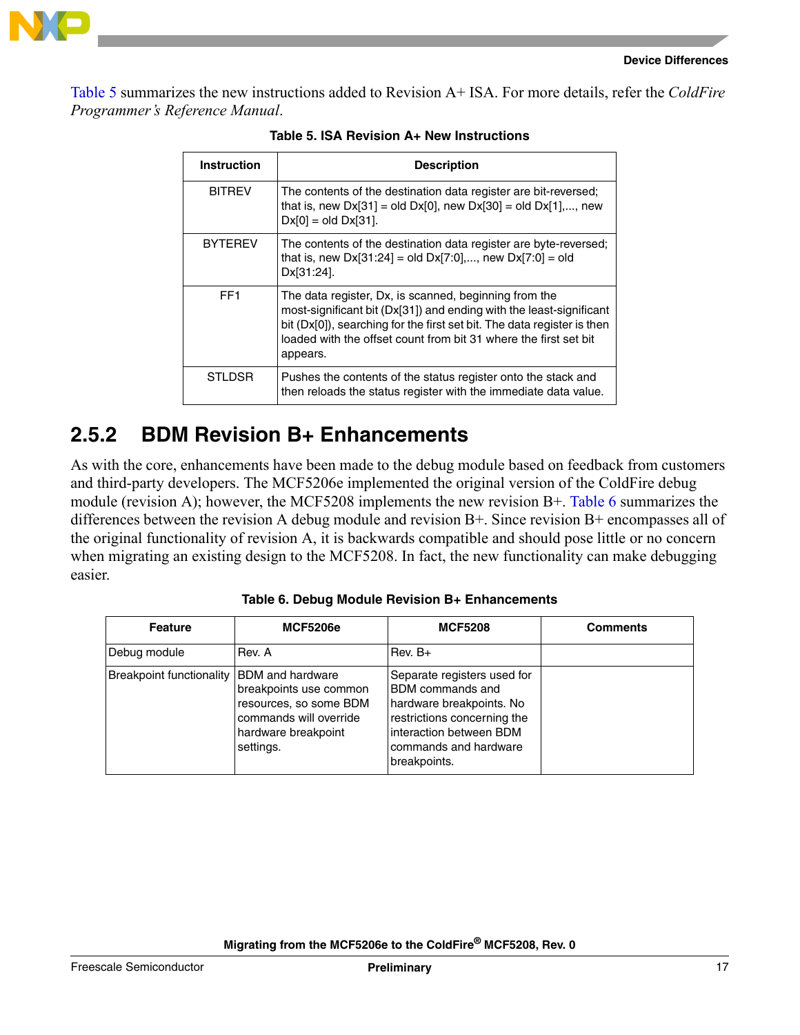Table 5 summarizes the new instructions added to Revision A+ ISA. For more details, refer the *ColdFire Programmer's Reference Manual*.

**Table 5. ISA Revision A+ New Instructions**

| Instruction | Description |
|---|---|
| BITREV | The contents of the destination data register are bit-reversed; that is, new Dx[31] = old Dx[0], new Dx[30] = old Dx[1],..., new Dx[0] = old Dx[31]. |
| BYTEREV | The contents of the destination data register are byte-reversed; that is, new Dx[31:24] = old Dx[7:0],..., new Dx[7:0] = old Dx[31:24]. |
| FF1 | The data register, Dx, is scanned, beginning from the most-significant bit (Dx[31]) and ending with the least-significant bit (Dx[0]), searching for the first set bit. The data register is then loaded with the offset count from bit 31 where the first set bit appears. |
| STLDSR | Pushes the contents of the status register onto the stack and then reloads the status register with the immediate data value. |

### 2.5.2 BDM Revision B+ Enhancements

As with the core, enhancements have been made to the debug module based on feedback from customers and third-party developers. The MCF5206e implemented the original version of the ColdFire debug module (revision A); however, the MCF5208 implements the new revision B+. Table 6 summarizes the differences between the revision A debug module and revision B+. Since revision B+ encompasses all of the original functionality of revision A, it is backwards compatible and should pose little or no concern when migrating an existing design to the MCF5208. In fact, the new functionality can make debugging easier.

**Table 6. Debug Module Revision B+ Enhancements**

| Feature | MCF5206e | MCF5208 | Comments |
|---|---|---|---|
| Debug module | Rev. A | Rev. B+ | |
| Breakpoint functionality | BDM and hardware breakpoints use common resources, so some BDM commands will override hardware breakpoint settings. | Separate registers used for BDM commands and hardware breakpoints. No restrictions concerning the interaction between BDM commands and hardware breakpoints. | |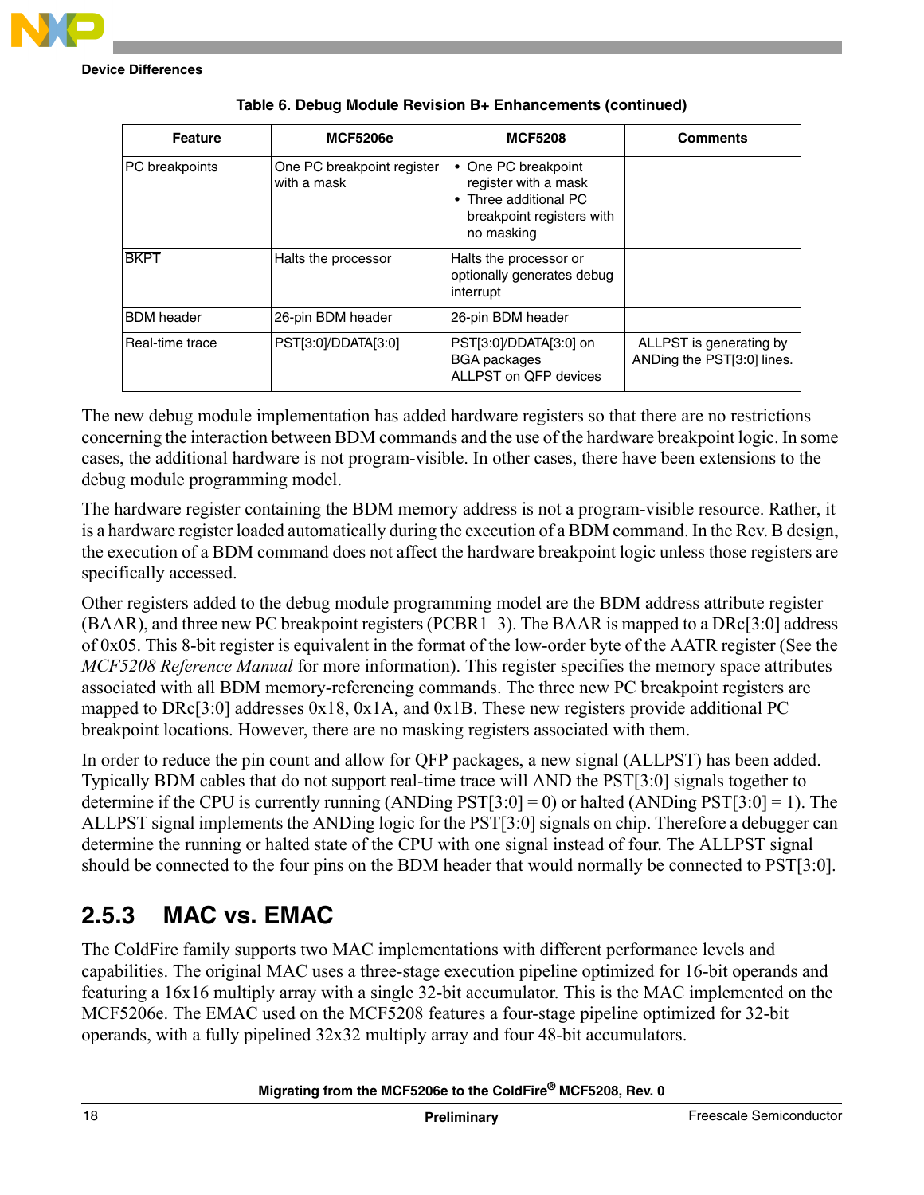**Table 6. Debug Module Revision B+ Enhancements (continued)**

| Feature | MCF5206e | MCF5208 | Comments |
|---|---|---|---|
| PC breakpoints | One PC breakpoint register with a mask | • One PC breakpoint register with a mask<br>• Three additional PC breakpoint registers with no masking | |
| $\overline{\text{BKPT}}$ | Halts the processor | Halts the processor or optionally generates debug interrupt | |
| BDM header | 26-pin BDM header | 26-pin BDM header | |
| Real-time trace | PST[3:0]/DDATA[3:0] | PST[3:0]/DDATA[3:0] on BGA packages<br>ALLPST on QFP devices | ALLPST is generating by ANDing the PST[3:0] lines. |

The new debug module implementation has added hardware registers so that there are no restrictions concerning the interaction between BDM commands and the use of the hardware breakpoint logic. In some cases, the additional hardware is not program-visible. In other cases, there have been extensions to the debug module programming model.

The hardware register containing the BDM memory address is not a program-visible resource. Rather, it is a hardware register loaded automatically during the execution of a BDM command. In the Rev. B design, the execution of a BDM command does not affect the hardware breakpoint logic unless those registers are specifically accessed.

Other registers added to the debug module programming model are the BDM address attribute register (BAAR), and three new PC breakpoint registers (PCBR1–3). The BAAR is mapped to a DRc[3:0] address of 0x05. This 8-bit register is equivalent in the format of the low-order byte of the AATR register (See the *MCF5208 Reference Manual* for more information). This register specifies the memory space attributes associated with all BDM memory-referencing commands. The three new PC breakpoint registers are mapped to DRc[3:0] addresses 0x18, 0x1A, and 0x1B. These new registers provide additional PC breakpoint locations. However, there are no masking registers associated with them.

In order to reduce the pin count and allow for QFP packages, a new signal (ALLPST) has been added. Typically BDM cables that do not support real-time trace will AND the PST[3:0] signals together to determine if the CPU is currently running (ANDing PST[3:0] = 0) or halted (ANDing PST[3:0] = 1). The ALLPST signal implements the ANDing logic for the PST[3:0] signals on chip. Therefore a debugger can determine the running or halted state of the CPU with one signal instead of four. The ALLPST signal should be connected to the four pins on the BDM header that would normally be connected to PST[3:0].

## 2.5.3 MAC vs. EMAC

The ColdFire family supports two MAC implementations with different performance levels and capabilities. The original MAC uses a three-stage execution pipeline optimized for 16-bit operands and featuring a 16x16 multiply array with a single 32-bit accumulator. This is the MAC implemented on the MCF5206e. The EMAC used on the MCF5208 features a four-stage pipeline optimized for 32-bit operands, with a fully pipelined 32x32 multiply array and four 48-bit accumulators.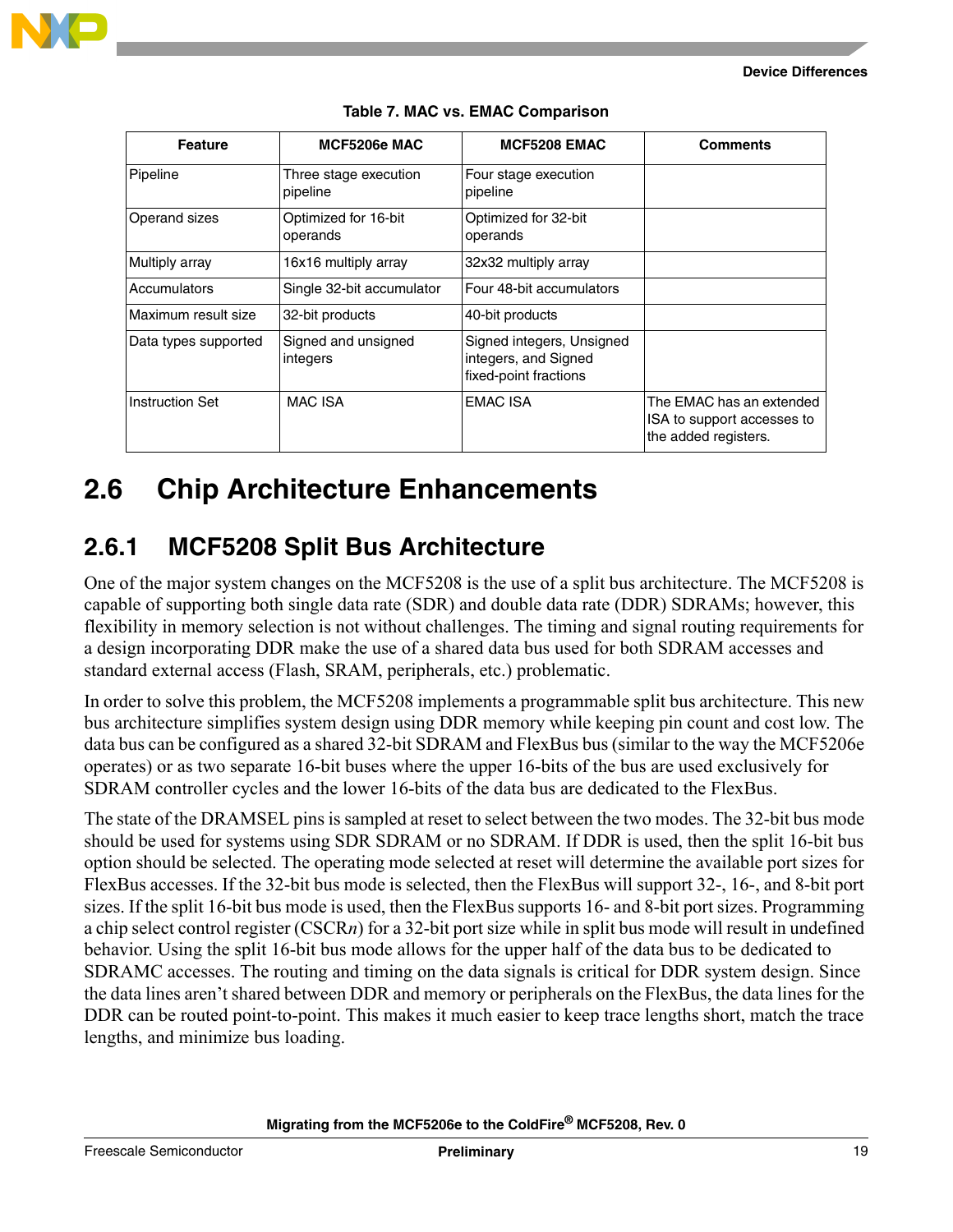**Table 7. MAC vs. EMAC Comparison**

| Feature | MCF5206e MAC | MCF5208 EMAC | Comments |
|---|---|---|---|
| Pipeline | Three stage execution pipeline | Four stage execution pipeline | |
| Operand sizes | Optimized for 16-bit operands | Optimized for 32-bit operands | |
| Multiply array | 16x16 multiply array | 32x32 multiply array | |
| Accumulators | Single 32-bit accumulator | Four 48-bit accumulators | |
| Maximum result size | 32-bit products | 40-bit products | |
| Data types supported | Signed and unsigned integers | Signed integers, Unsigned integers, and Signed fixed-point fractions | |
| Instruction Set | MAC ISA | EMAC ISA | The EMAC has an extended ISA to support accesses to the added registers. |

## 2.6 Chip Architecture Enhancements

### 2.6.1 MCF5208 Split Bus Architecture

One of the major system changes on the MCF5208 is the use of a split bus architecture. The MCF5208 is capable of supporting both single data rate (SDR) and double data rate (DDR) SDRAMs; however, this flexibility in memory selection is not without challenges. The timing and signal routing requirements for a design incorporating DDR make the use of a shared data bus used for both SDRAM accesses and standard external access (Flash, SRAM, peripherals, etc.) problematic.

In order to solve this problem, the MCF5208 implements a programmable split bus architecture. This new bus architecture simplifies system design using DDR memory while keeping pin count and cost low. The data bus can be configured as a shared 32-bit SDRAM and FlexBus bus (similar to the way the MCF5206e operates) or as two separate 16-bit buses where the upper 16-bits of the bus are used exclusively for SDRAM controller cycles and the lower 16-bits of the data bus are dedicated to the FlexBus.

The state of the DRAMSEL pins is sampled at reset to select between the two modes. The 32-bit bus mode should be used for systems using SDR SDRAM or no SDRAM. If DDR is used, then the split 16-bit bus option should be selected. The operating mode selected at reset will determine the available port sizes for FlexBus accesses. If the 32-bit bus mode is selected, then the FlexBus will support 32-, 16-, and 8-bit port sizes. If the split 16-bit bus mode is used, then the FlexBus supports 16- and 8-bit port sizes. Programming a chip select control register (CSCR*n*) for a 32-bit port size while in split bus mode will result in undefined behavior. Using the split 16-bit bus mode allows for the upper half of the data bus to be dedicated to SDRAMC accesses. The routing and timing on the data signals is critical for DDR system design. Since the data lines aren't shared between DDR and memory or peripherals on the FlexBus, the data lines for the DDR can be routed point-to-point. This makes it much easier to keep trace lengths short, match the trace lengths, and minimize bus loading.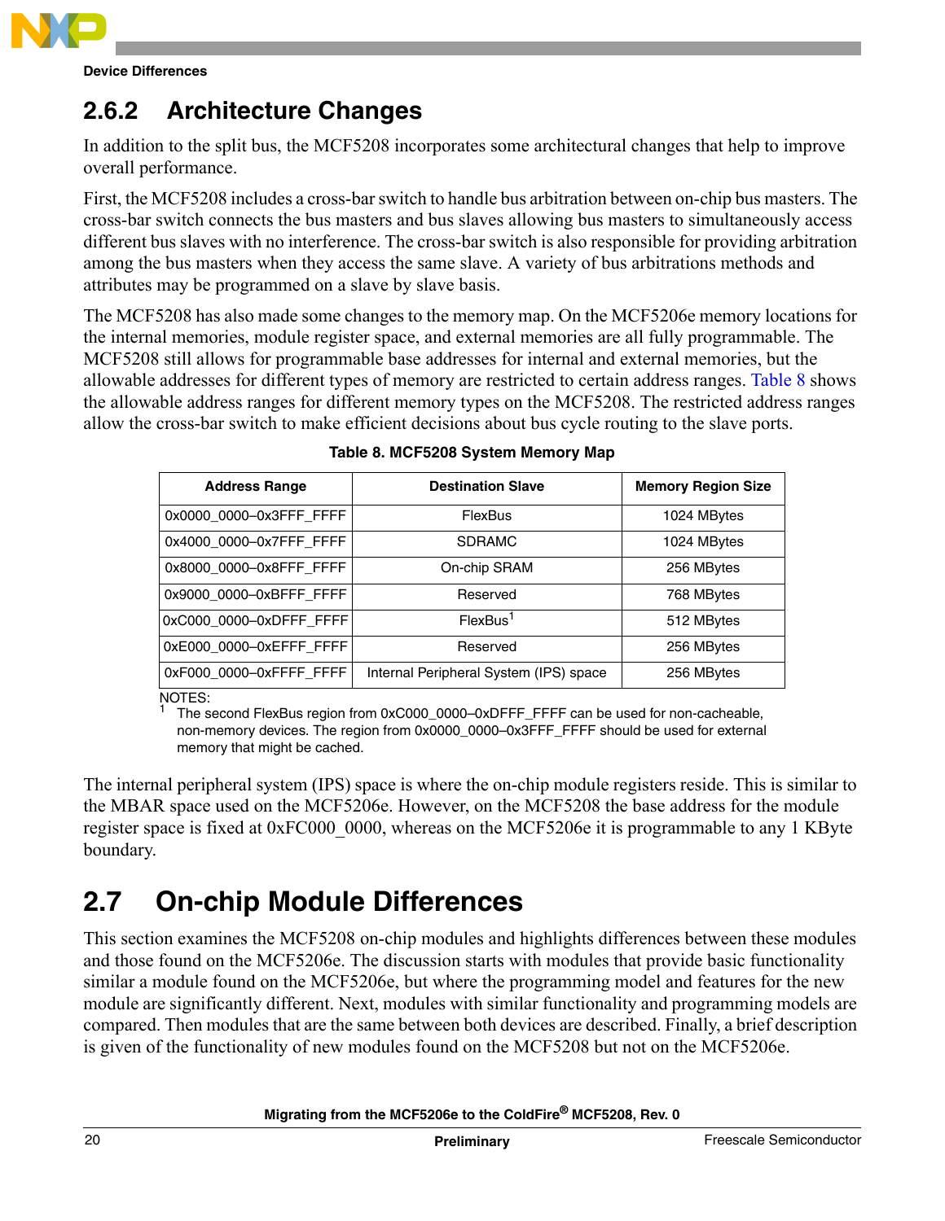### 2.6.2 Architecture Changes

In addition to the split bus, the MCF5208 incorporates some architectural changes that help to improve overall performance.

First, the MCF5208 includes a cross-bar switch to handle bus arbitration between on-chip bus masters. The cross-bar switch connects the bus masters and bus slaves allowing bus masters to simultaneously access different bus slaves with no interference. The cross-bar switch is also responsible for providing arbitration among the bus masters when they access the same slave. A variety of bus arbitrations methods and attributes may be programmed on a slave by slave basis.

The MCF5208 has also made some changes to the memory map. On the MCF5206e memory locations for the internal memories, module register space, and external memories are all fully programmable. The MCF5208 still allows for programmable base addresses for internal and external memories, but the allowable addresses for different types of memory are restricted to certain address ranges. Table 8 shows the allowable address ranges for different memory types on the MCF5208. The restricted address ranges allow the cross-bar switch to make efficient decisions about bus cycle routing to the slave ports.

**Table 8. MCF5208 System Memory Map**

| Address Range | Destination Slave | Memory Region Size |
|---|---|---|
| 0x0000_0000–0x3FFF_FFFF | FlexBus | 1024 MBytes |
| 0x4000_0000–0x7FFF_FFFF | SDRAMC | 1024 MBytes |
| 0x8000_0000–0x8FFF_FFFF | On-chip SRAM | 256 MBytes |
| 0x9000_0000–0xBFFF_FFFF | Reserved | 768 MBytes |
| 0xC000_0000–0xDFFF_FFFF | FlexBus[1] | 512 MBytes |
| 0xE000_0000–0xEFFF_FFFF | Reserved | 256 MBytes |
| 0xF000_0000–0xFFFF_FFFF | Internal Peripheral System (IPS) space | 256 MBytes |

NOTES:
[1] The second FlexBus region from 0xC000_0000–0xDFFF_FFFF can be used for non-cacheable, non-memory devices. The region from 0x0000_0000–0x3FFF_FFFF should be used for external memory that might be cached.

The internal peripheral system (IPS) space is where the on-chip module registers reside. This is similar to the MBAR space used on the MCF5206e. However, on the MCF5208 the base address for the module register space is fixed at 0xFC000_0000, whereas on the MCF5206e it is programmable to any 1 KByte boundary.

## 2.7 On-chip Module Differences

This section examines the MCF5208 on-chip modules and highlights differences between these modules and those found on the MCF5206e. The discussion starts with modules that provide basic functionality similar a module found on the MCF5206e, but where the programming model and features for the new module are significantly different. Next, modules with similar functionality and programming models are compared. Then modules that are the same between both devices are described. Finally, a brief description is given of the functionality of new modules found on the MCF5208 but not on the MCF5206e.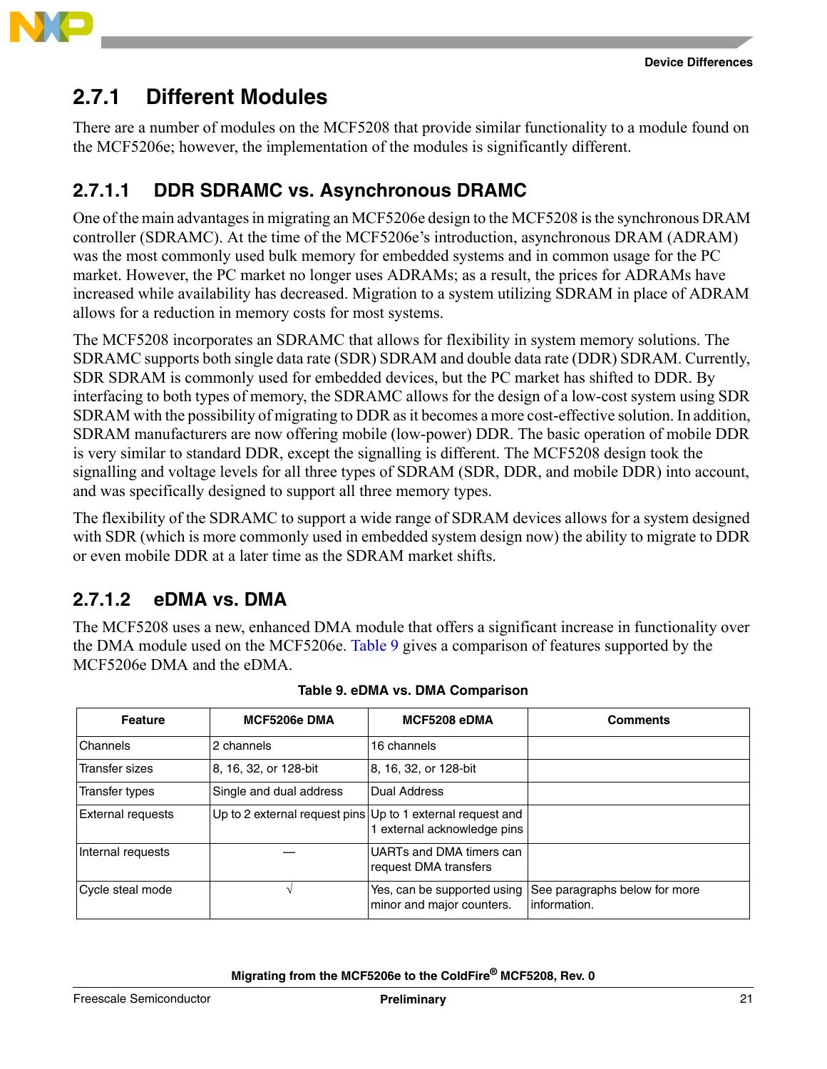## 2.7.1 Different Modules

There are a number of modules on the MCF5208 that provide similar functionality to a module found on the MCF5206e; however, the implementation of the modules is significantly different.

### 2.7.1.1 DDR SDRAMC vs. Asynchronous DRAMC

One of the main advantages in migrating an MCF5206e design to the MCF5208 is the synchronous DRAM controller (SDRAMC). At the time of the MCF5206e's introduction, asynchronous DRAM (ADRAM) was the most commonly used bulk memory for embedded systems and in common usage for the PC market. However, the PC market no longer uses ADRAMs; as a result, the prices for ADRAMs have increased while availability has decreased. Migration to a system utilizing SDRAM in place of ADRAM allows for a reduction in memory costs for most systems.

The MCF5208 incorporates an SDRAMC that allows for flexibility in system memory solutions. The SDRAMC supports both single data rate (SDR) SDRAM and double data rate (DDR) SDRAM. Currently, SDR SDRAM is commonly used for embedded devices, but the PC market has shifted to DDR. By interfacing to both types of memory, the SDRAMC allows for the design of a low-cost system using SDR SDRAM with the possibility of migrating to DDR as it becomes a more cost-effective solution. In addition, SDRAM manufacturers are now offering mobile (low-power) DDR. The basic operation of mobile DDR is very similar to standard DDR, except the signalling is different. The MCF5208 design took the signalling and voltage levels for all three types of SDRAM (SDR, DDR, and mobile DDR) into account, and was specifically designed to support all three memory types.

The flexibility of the SDRAMC to support a wide range of SDRAM devices allows for a system designed with SDR (which is more commonly used in embedded system design now) the ability to migrate to DDR or even mobile DDR at a later time as the SDRAM market shifts.

### 2.7.1.2 eDMA vs. DMA

The MCF5208 uses a new, enhanced DMA module that offers a significant increase in functionality over the DMA module used on the MCF5206e. Table 9 gives a comparison of features supported by the MCF5206e DMA and the eDMA.

**Table 9. eDMA vs. DMA Comparison**

| Feature | MCF5206e DMA | MCF5208 eDMA | Comments |
|---|---|---|---|
| Channels | 2 channels | 16 channels | |
| Transfer sizes | 8, 16, 32, or 128-bit | 8, 16, 32, or 128-bit | |
| Transfer types | Single and dual address | Dual Address | |
| External requests | Up to 2 external request pins | Up to 1 external request and 1 external acknowledge pins | |
| Internal requests | — | UARTs and DMA timers can request DMA transfers | |
| Cycle steal mode | √ | Yes, can be supported using minor and major counters. | See paragraphs below for more information. |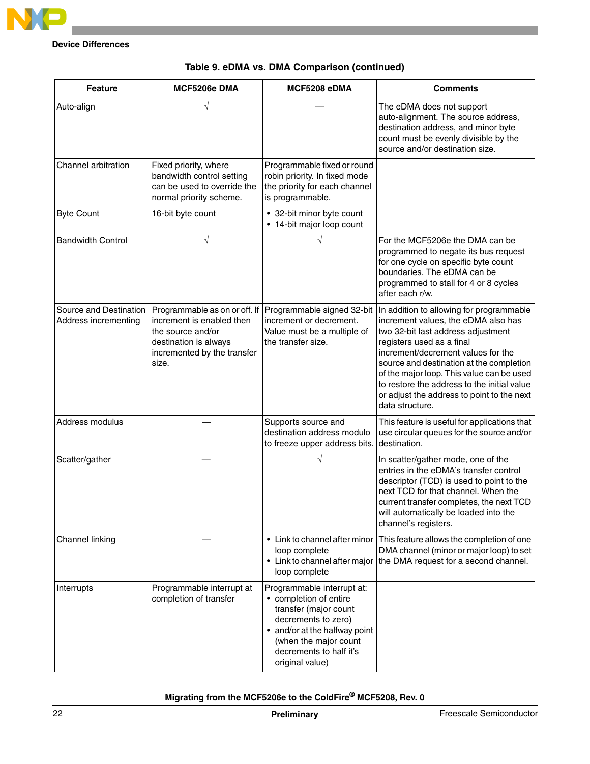**Table 9. eDMA vs. DMA Comparison (continued)**

| Feature | MCF5206e DMA | MCF5208 eDMA | Comments |
|---|---|---|---|
| Auto-align | √ | — | The eDMA does not support auto-alignment. The source address, destination address, and minor byte count must be evenly divisible by the source and/or destination size. |
| Channel arbitration | Fixed priority, where bandwidth control setting can be used to override the normal priority scheme. | Programmable fixed or round robin priority. In fixed mode the priority for each channel is programmable. | |
| Byte Count | 16-bit byte count | • 32-bit minor byte count<br>• 14-bit major loop count | |
| Bandwidth Control | √ | √ | For the MCF5206e the DMA can be programmed to negate its bus request for one cycle on specific byte count boundaries. The eDMA can be programmed to stall for 4 or 8 cycles after each r/w. |
| Source and Destination Address incrementing | Programmable as on or off. If increment is enabled then the source and/or destination is always incremented by the transfer size. | Programmable signed 32-bit increment or decrement. Value must be a multiple of the transfer size. | In addition to allowing for programmable increment values, the eDMA also has two 32-bit last address adjustment registers used as a final increment/decrement values for the source and destination at the completion of the major loop. This value can be used to restore the address to the initial value or adjust the address to point to the next data structure. |
| Address modulus | — | Supports source and destination address modulo to freeze upper address bits. | This feature is useful for applications that use circular queues for the source and/or destination. |
| Scatter/gather | — | √ | In scatter/gather mode, one of the entries in the eDMA's transfer control descriptor (TCD) is used to point to the next TCD for that channel. When the current transfer completes, the next TCD will automatically be loaded into the channel's registers. |
| Channel linking | — | • Link to channel after minor loop complete<br>• Link to channel after major loop complete | This feature allows the completion of one DMA channel (minor or major loop) to set the DMA request for a second channel. |
| Interrupts | Programmable interrupt at completion of transfer | Programmable interrupt at:<br>• completion of entire transfer (major count decrements to zero)<br>• and/or at the halfway point (when the major count decrements to half it's original value) | |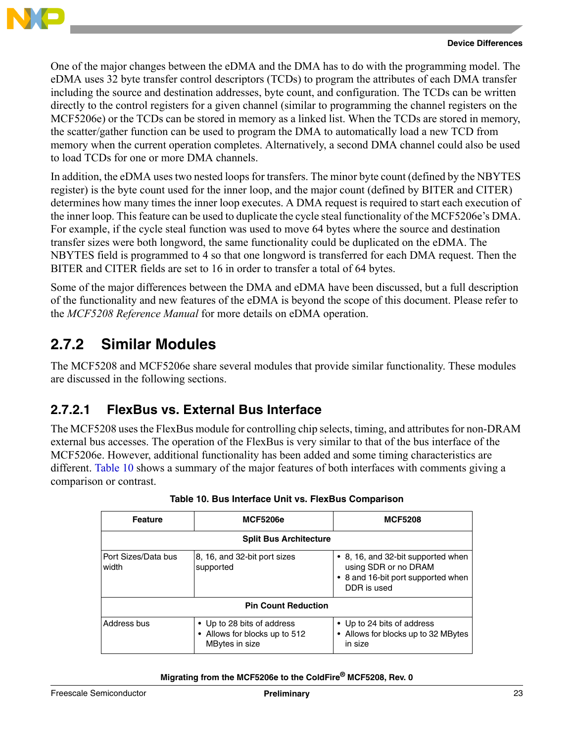One of the major changes between the eDMA and the DMA has to do with the programming model. The eDMA uses 32 byte transfer control descriptors (TCDs) to program the attributes of each DMA transfer including the source and destination addresses, byte count, and configuration. The TCDs can be written directly to the control registers for a given channel (similar to programming the channel registers on the MCF5206e) or the TCDs can be stored in memory as a linked list. When the TCDs are stored in memory, the scatter/gather function can be used to program the DMA to automatically load a new TCD from memory when the current operation completes. Alternatively, a second DMA channel could also be used to load TCDs for one or more DMA channels.

In addition, the eDMA uses two nested loops for transfers. The minor byte count (defined by the NBYTES register) is the byte count used for the inner loop, and the major count (defined by BITER and CITER) determines how many times the inner loop executes. A DMA request is required to start each execution of the inner loop. This feature can be used to duplicate the cycle steal functionality of the MCF5206e's DMA. For example, if the cycle steal function was used to move 64 bytes where the source and destination transfer sizes were both longword, the same functionality could be duplicated on the eDMA. The NBYTES field is programmed to 4 so that one longword is transferred for each DMA request. Then the BITER and CITER fields are set to 16 in order to transfer a total of 64 bytes.

Some of the major differences between the DMA and eDMA have been discussed, but a full description of the functionality and new features of the eDMA is beyond the scope of this document. Please refer to the *MCF5208 Reference Manual* for more details on eDMA operation.

### 2.7.2 Similar Modules

The MCF5208 and MCF5206e share several modules that provide similar functionality. These modules are discussed in the following sections.

#### 2.7.2.1 FlexBus vs. External Bus Interface

The MCF5208 uses the FlexBus module for controlling chip selects, timing, and attributes for non-DRAM external bus accesses. The operation of the FlexBus is very similar to that of the bus interface of the MCF5206e. However, additional functionality has been added and some timing characteristics are different. Table 10 shows a summary of the major features of both interfaces with comments giving a comparison or contrast.

**Table 10. Bus Interface Unit vs. FlexBus Comparison**

| Feature | MCF5206e | MCF5208 |
|---|---|---|
| **Split Bus Architecture** | | |
| Port Sizes/Data bus width | 8, 16, and 32-bit port sizes supported | • 8, 16, and 32-bit supported when using SDR or no DRAM<br>• 8 and 16-bit port supported when DDR is used |
| **Pin Count Reduction** | | |
| Address bus | • Up to 28 bits of address<br>• Allows for blocks up to 512 MBytes in size | • Up to 24 bits of address<br>• Allows for blocks up to 32 MBytes in size |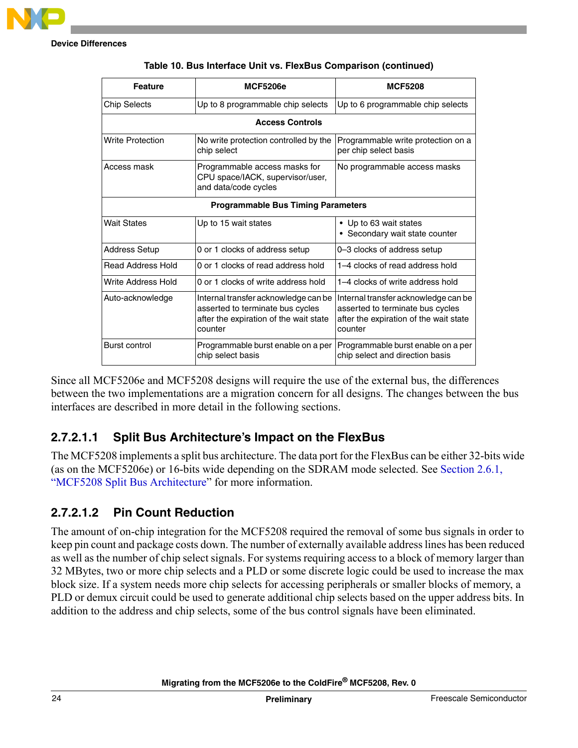**Table 10. Bus Interface Unit vs. FlexBus Comparison (continued)**

| Feature | MCF5206e | MCF5208 |
|---|---|---|
| Chip Selects | Up to 8 programmable chip selects | Up to 6 programmable chip selects |
| **Access Controls** | | |
| Write Protection | No write protection controlled by the chip select | Programmable write protection on a per chip select basis |
| Access mask | Programmable access masks for CPU space/IACK, supervisor/user, and data/code cycles | No programmable access masks |
| **Programmable Bus Timing Parameters** | | |
| Wait States | Up to 15 wait states | • Up to 63 wait states<br>• Secondary wait state counter |
| Address Setup | 0 or 1 clocks of address setup | 0–3 clocks of address setup |
| Read Address Hold | 0 or 1 clocks of read address hold | 1–4 clocks of read address hold |
| Write Address Hold | 0 or 1 clocks of write address hold | 1–4 clocks of write address hold |
| Auto-acknowledge | Internal transfer acknowledge can be asserted to terminate bus cycles after the expiration of the wait state counter | Internal transfer acknowledge can be asserted to terminate bus cycles after the expiration of the wait state counter |
| Burst control | Programmable burst enable on a per chip select basis | Programmable burst enable on a per chip select and direction basis |

Since all MCF5206e and MCF5208 designs will require the use of the external bus, the differences between the two implementations are a migration concern for all designs. The changes between the bus interfaces are described in more detail in the following sections.

#### 2.7.2.1.1 Split Bus Architecture's Impact on the FlexBus

The MCF5208 implements a split bus architecture. The data port for the FlexBus can be either 32-bits wide (as on the MCF5206e) or 16-bits wide depending on the SDRAM mode selected. See Section 2.6.1, "MCF5208 Split Bus Architecture" for more information.

#### 2.7.2.1.2 Pin Count Reduction

The amount of on-chip integration for the MCF5208 required the removal of some bus signals in order to keep pin count and package costs down. The number of externally available address lines has been reduced as well as the number of chip select signals. For systems requiring access to a block of memory larger than 32 MBytes, two or more chip selects and a PLD or some discrete logic could be used to increase the max block size. If a system needs more chip selects for accessing peripherals or smaller blocks of memory, a PLD or demux circuit could be used to generate additional chip selects based on the upper address bits. In addition to the address and chip selects, some of the bus control signals have been eliminated.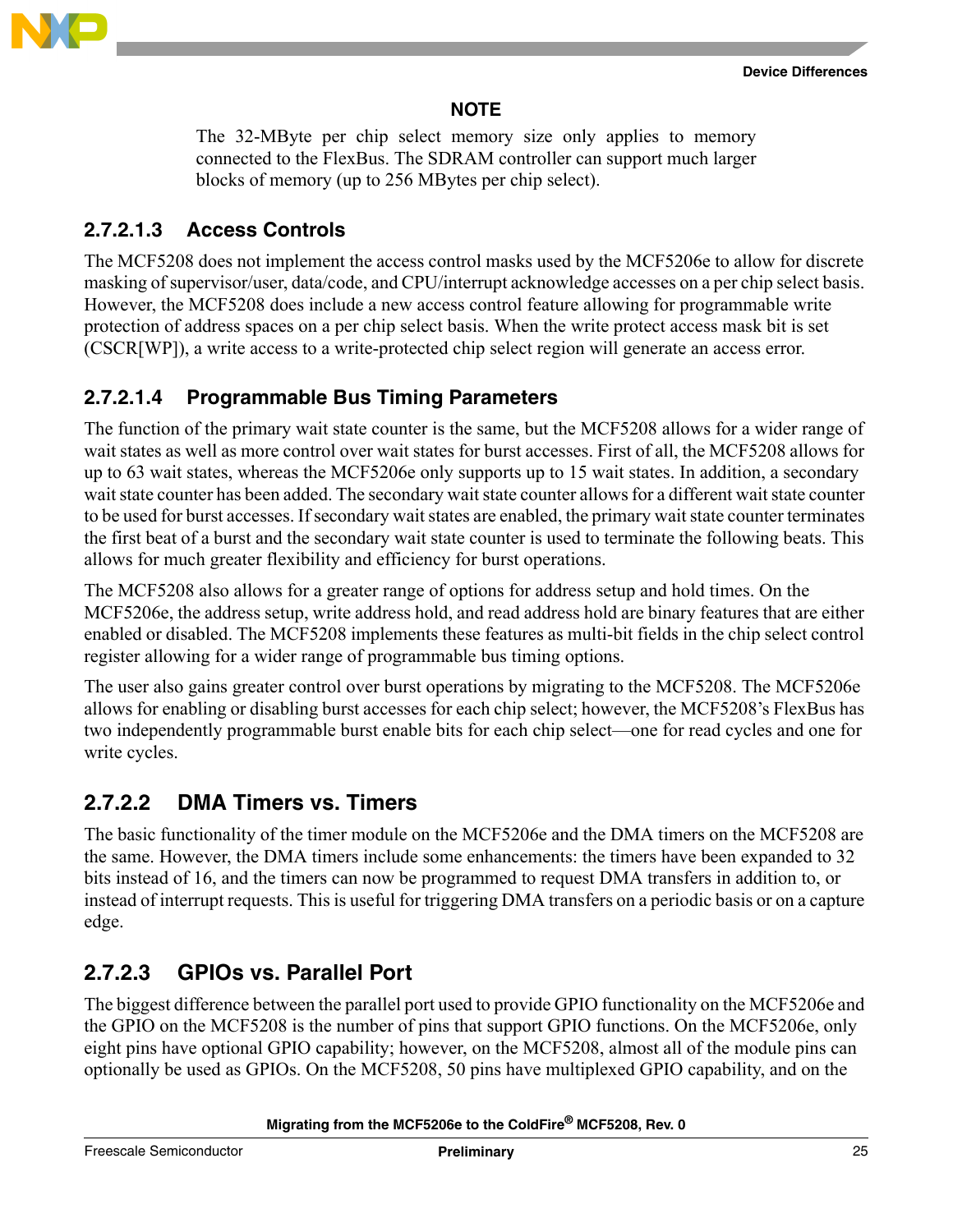**NOTE**

The 32-MByte per chip select memory size only applies to memory connected to the FlexBus. The SDRAM controller can support much larger blocks of memory (up to 256 MBytes per chip select).

#### 2.7.2.1.3 Access Controls

The MCF5208 does not implement the access control masks used by the MCF5206e to allow for discrete masking of supervisor/user, data/code, and CPU/interrupt acknowledge accesses on a per chip select basis. However, the MCF5208 does include a new access control feature allowing for programmable write protection of address spaces on a per chip select basis. When the write protect access mask bit is set (CSCR[WP]), a write access to a write-protected chip select region will generate an access error.

#### 2.7.2.1.4 Programmable Bus Timing Parameters

The function of the primary wait state counter is the same, but the MCF5208 allows for a wider range of wait states as well as more control over wait states for burst accesses. First of all, the MCF5208 allows for up to 63 wait states, whereas the MCF5206e only supports up to 15 wait states. In addition, a secondary wait state counter has been added. The secondary wait state counter allows for a different wait state counter to be used for burst accesses. If secondary wait states are enabled, the primary wait state counter terminates the first beat of a burst and the secondary wait state counter is used to terminate the following beats. This allows for much greater flexibility and efficiency for burst operations.

The MCF5208 also allows for a greater range of options for address setup and hold times. On the MCF5206e, the address setup, write address hold, and read address hold are binary features that are either enabled or disabled. The MCF5208 implements these features as multi-bit fields in the chip select control register allowing for a wider range of programmable bus timing options.

The user also gains greater control over burst operations by migrating to the MCF5208. The MCF5206e allows for enabling or disabling burst accesses for each chip select; however, the MCF5208's FlexBus has two independently programmable burst enable bits for each chip select—one for read cycles and one for write cycles.

### 2.7.2.2 DMA Timers vs. Timers

The basic functionality of the timer module on the MCF5206e and the DMA timers on the MCF5208 are the same. However, the DMA timers include some enhancements: the timers have been expanded to 32 bits instead of 16, and the timers can now be programmed to request DMA transfers in addition to, or instead of interrupt requests. This is useful for triggering DMA transfers on a periodic basis or on a capture edge.

### 2.7.2.3 GPIOs vs. Parallel Port

The biggest difference between the parallel port used to provide GPIO functionality on the MCF5206e and the GPIO on the MCF5208 is the number of pins that support GPIO functions. On the MCF5206e, only eight pins have optional GPIO capability; however, on the MCF5208, almost all of the module pins can optionally be used as GPIOs. On the MCF5208, 50 pins have multiplexed GPIO capability, and on the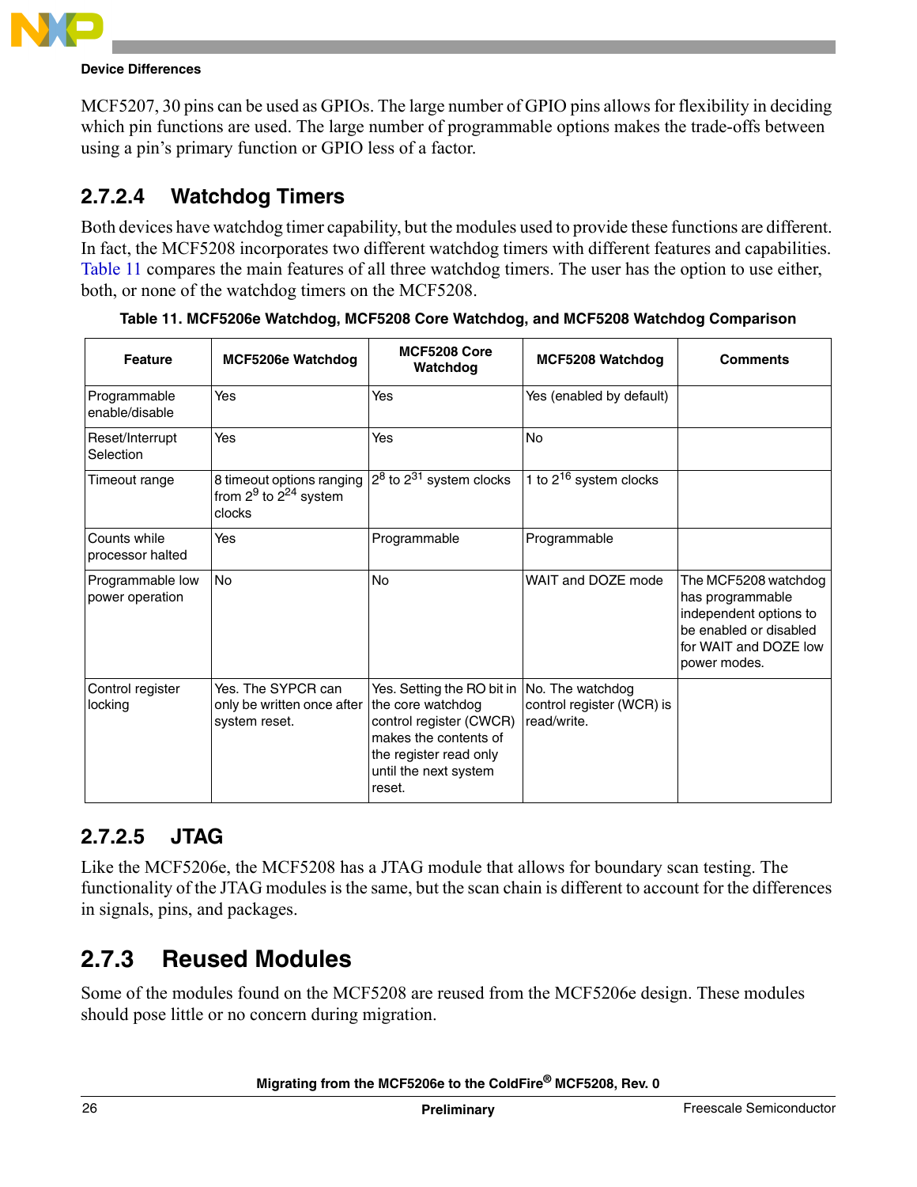MCF5207, 30 pins can be used as GPIOs. The large number of GPIO pins allows for flexibility in deciding which pin functions are used. The large number of programmable options makes the trade-offs between using a pin's primary function or GPIO less of a factor.

### 2.7.2.4 Watchdog Timers

Both devices have watchdog timer capability, but the modules used to provide these functions are different. In fact, the MCF5208 incorporates two different watchdog timers with different features and capabilities. Table 11 compares the main features of all three watchdog timers. The user has the option to use either, both, or none of the watchdog timers on the MCF5208.

**Table 11. MCF5206e Watchdog, MCF5208 Core Watchdog, and MCF5208 Watchdog Comparison**

| Feature | MCF5206e Watchdog | MCF5208 Core Watchdog | MCF5208 Watchdog | Comments |
|---|---|---|---|---|
| Programmable enable/disable | Yes | Yes | Yes (enabled by default) | |
| Reset/Interrupt Selection | Yes | Yes | No | |
| Timeout range | 8 timeout options ranging from $2^9$ to $2^{24}$ system clocks | $2^8$ to $2^{31}$ system clocks | 1 to $2^{16}$ system clocks | |
| Counts while processor halted | Yes | Programmable | Programmable | |
| Programmable low power operation | No | No | WAIT and DOZE mode | The MCF5208 watchdog has programmable independent options to be enabled or disabled for WAIT and DOZE low power modes. |
| Control register locking | Yes. The SYPCR can only be written once after system reset. | Yes. Setting the RO bit in the core watchdog control register (CWCR) makes the contents of the register read only until the next system reset. | No. The watchdog control register (WCR) is read/write. | |

### 2.7.2.5 JTAG

Like the MCF5206e, the MCF5208 has a JTAG module that allows for boundary scan testing. The functionality of the JTAG modules is the same, but the scan chain is different to account for the differences in signals, pins, and packages.

## 2.7.3 Reused Modules

Some of the modules found on the MCF5208 are reused from the MCF5206e design. These modules should pose little or no concern during migration.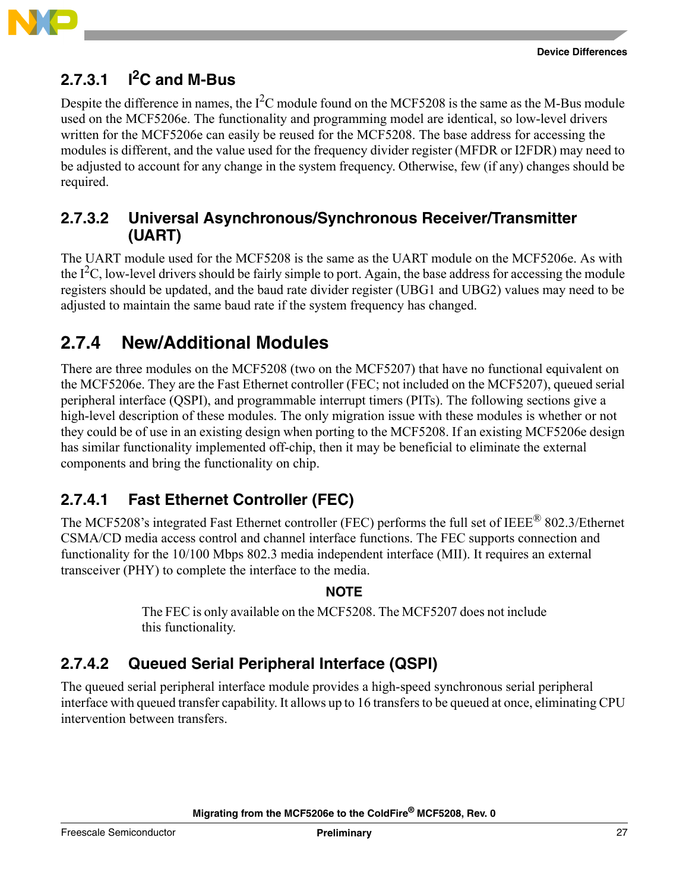#### 2.7.3.1 I$^2$C and M-Bus

Despite the difference in names, the I$^2$C module found on the MCF5208 is the same as the M-Bus module used on the MCF5206e. The functionality and programming model are identical, so low-level drivers written for the MCF5206e can easily be reused for the MCF5208. The base address for accessing the modules is different, and the value used for the frequency divider register (MFDR or I2FDR) may need to be adjusted to account for any change in the system frequency. Otherwise, few (if any) changes should be required.

#### 2.7.3.2 Universal Asynchronous/Synchronous Receiver/Transmitter (UART)

The UART module used for the MCF5208 is the same as the UART module on the MCF5206e. As with the I$^2$C, low-level drivers should be fairly simple to port. Again, the base address for accessing the module registers should be updated, and the baud rate divider register (UBG1 and UBG2) values may need to be adjusted to maintain the same baud rate if the system frequency has changed.

### 2.7.4 New/Additional Modules

There are three modules on the MCF5208 (two on the MCF5207) that have no functional equivalent on the MCF5206e. They are the Fast Ethernet controller (FEC; not included on the MCF5207), queued serial peripheral interface (QSPI), and programmable interrupt timers (PITs). The following sections give a high-level description of these modules. The only migration issue with these modules is whether or not they could be of use in an existing design when porting to the MCF5208. If an existing MCF5206e design has similar functionality implemented off-chip, then it may be beneficial to eliminate the external components and bring the functionality on chip.

#### 2.7.4.1 Fast Ethernet Controller (FEC)

The MCF5208's integrated Fast Ethernet controller (FEC) performs the full set of IEEE® 802.3/Ethernet CSMA/CD media access control and channel interface functions. The FEC supports connection and functionality for the 10/100 Mbps 802.3 media independent interface (MII). It requires an external transceiver (PHY) to complete the interface to the media.

**NOTE**

The FEC is only available on the MCF5208. The MCF5207 does not include this functionality.

#### 2.7.4.2 Queued Serial Peripheral Interface (QSPI)

The queued serial peripheral interface module provides a high-speed synchronous serial peripheral interface with queued transfer capability. It allows up to 16 transfers to be queued at once, eliminating CPU intervention between transfers.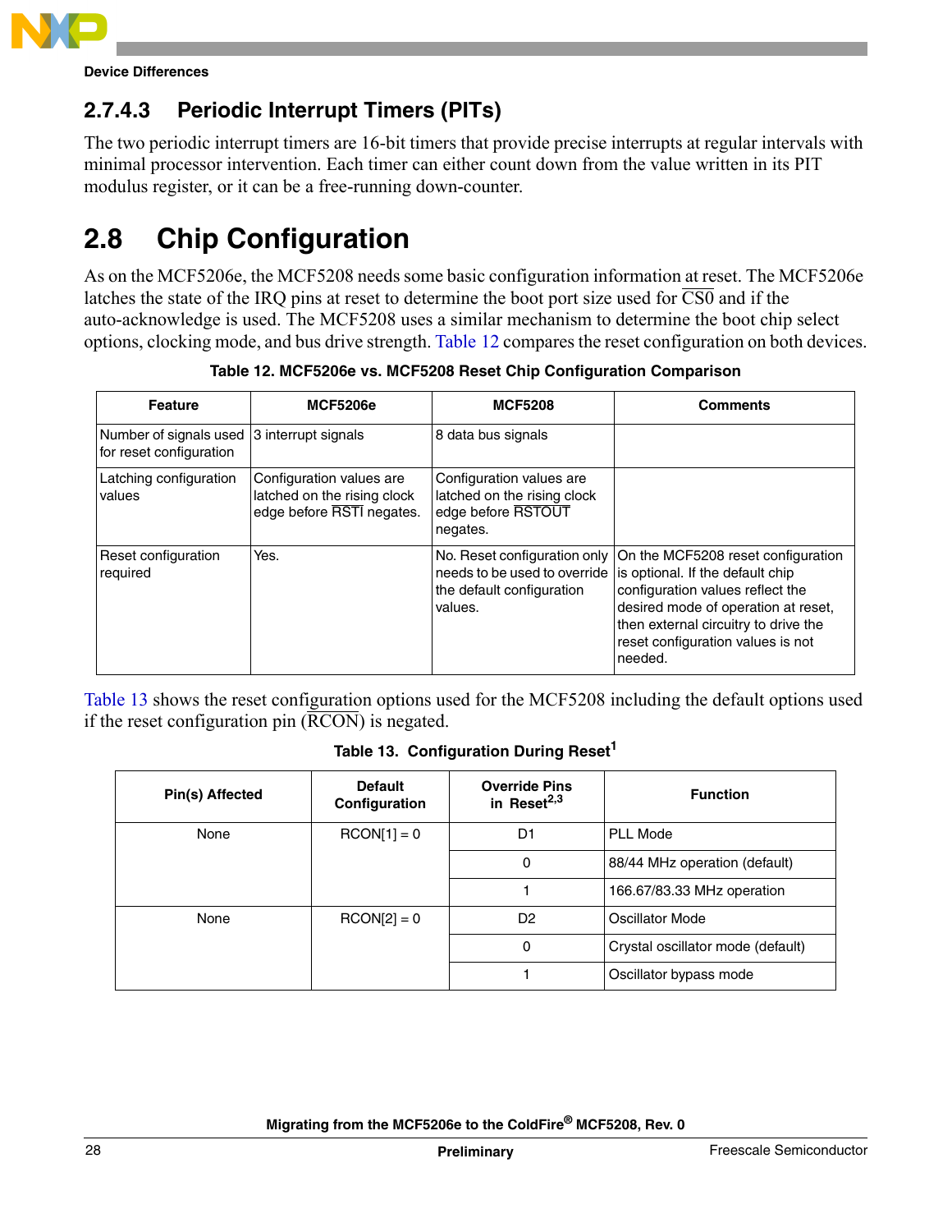### 2.7.4.3 Periodic Interrupt Timers (PITs)

The two periodic interrupt timers are 16-bit timers that provide precise interrupts at regular intervals with minimal processor intervention. Each timer can either count down from the value written in its PIT modulus register, or it can be a free-running down-counter.

## 2.8 Chip Configuration

As on the MCF5206e, the MCF5208 needs some basic configuration information at reset. The MCF5206e latches the state of the IRQ pins at reset to determine the boot port size used for $\overline{\text{CS0}}$ and if the auto-acknowledge is used. The MCF5208 uses a similar mechanism to determine the boot chip select options, clocking mode, and bus drive strength. Table 12 compares the reset configuration on both devices.

**Table 12. MCF5206e vs. MCF5208 Reset Chip Configuration Comparison**

| Feature | MCF5206e | MCF5208 | Comments |
|---|---|---|---|
| Number of signals used for reset configuration | 3 interrupt signals | 8 data bus signals | |
| Latching configuration values | Configuration values are latched on the rising clock edge before $\overline{\text{RSTI}}$ negates. | Configuration values are latched on the rising clock edge before $\overline{\text{RSTOUT}}$ negates. | |
| Reset configuration required | Yes. | No. Reset configuration only needs to be used to override the default configuration values. | On the MCF5208 reset configuration is optional. If the default chip configuration values reflect the desired mode of operation at reset, then external circuitry to drive the reset configuration values is not needed. |

Table 13 shows the reset configuration options used for the MCF5208 including the default options used if the reset configuration pin ($\overline{\text{RCON}}$) is negated.

**Table 13. Configuration During Reset[1]**

| Pin(s) Affected | Default Configuration | Override Pins in Reset[2,3] | Function |
|---|---|---|---|
| None | RCON[1] = 0 | D1 | PLL Mode |
| | | 0 | 88/44 MHz operation (default) |
| | | 1 | 166.67/83.33 MHz operation |
| None | RCON[2] = 0 | D2 | Oscillator Mode |
| | | 0 | Crystal oscillator mode (default) |
| | | 1 | Oscillator bypass mode |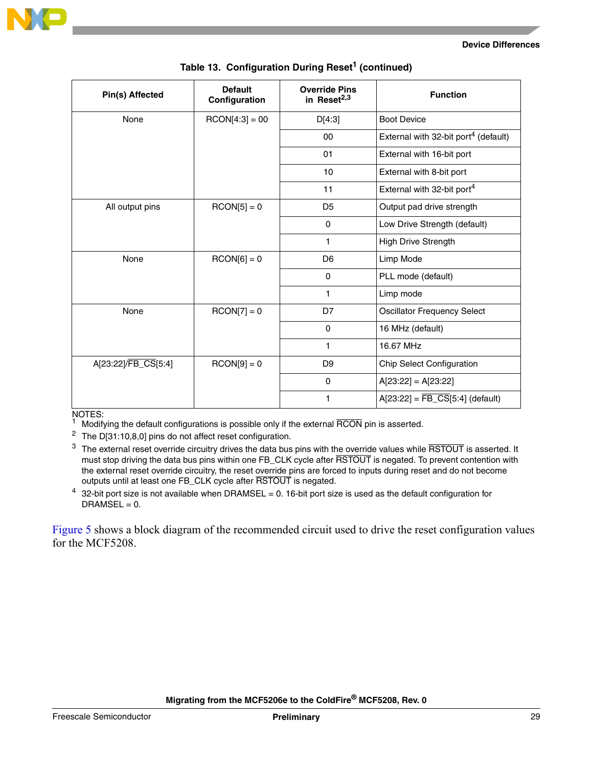**Table 13. Configuration During Reset[1] (continued)**

| Pin(s) Affected | Default Configuration | Override Pins in Reset[2,3] | Function |
|---|---|---|---|
| None | RCON[4:3] = 00 | D[4:3] | Boot Device |
| | | 00 | External with 32-bit port[4] (default) |
| | | 01 | External with 16-bit port |
| | | 10 | External with 8-bit port |
| | | 11 | External with 32-bit port[4] |
| All output pins | RCON[5] = 0 | D5 | Output pad drive strength |
| | | 0 | Low Drive Strength (default) |
| | | 1 | High Drive Strength |
| None | RCON[6] = 0 | D6 | Limp Mode |
| | | 0 | PLL mode (default) |
| | | 1 | Limp mode |
| None | RCON[7] = 0 | D7 | Oscillator Frequency Select |
| | | 0 | 16 MHz (default) |
| | | 1 | 16.67 MHz |
| A[23:22]/FB_CS[5:4] | RCON[9] = 0 | D9 | Chip Select Configuration |
| | | 0 | A[23:22] = A[23:22] |
| | | 1 | A[23:22] = FB_CS[5:4] (default) |

NOTES:

1 Modifying the default configurations is possible only if the external RCON pin is asserted.

2 The D[31:10,8,0] pins do not affect reset configuration.

3 The external reset override circuitry drives the data bus pins with the override values while RSTOUT is asserted. It must stop driving the data bus pins within one FB_CLK cycle after RSTOUT is negated. To prevent contention with the external reset override circuitry, the reset override pins are forced to inputs during reset and do not become outputs until at least one FB_CLK cycle after RSTOUT is negated.

4 32-bit port size is not available when DRAMSEL = 0. 16-bit port size is used as the default configuration for DRAMSEL = 0.

Figure 5 shows a block diagram of the recommended circuit used to drive the reset configuration values for the MCF5208.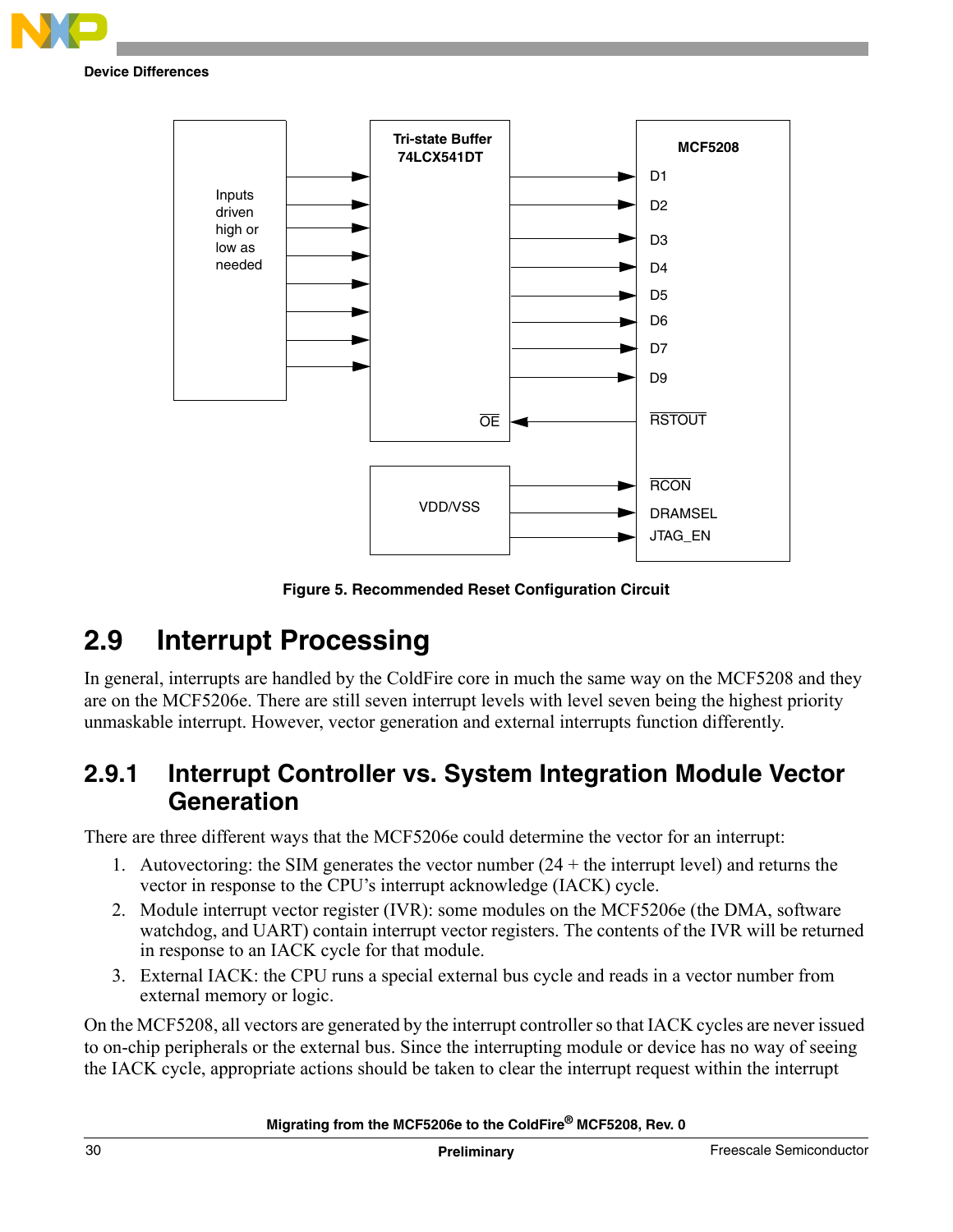Figure 5. Recommended Reset Configuration Circuit

## 2.9 Interrupt Processing

In general, interrupts are handled by the ColdFire core in much the same way on the MCF5208 and they are on the MCF5206e. There are still seven interrupt levels with level seven being the highest priority unmaskable interrupt. However, vector generation and external interrupts function differently.

### 2.9.1 Interrupt Controller vs. System Integration Module Vector Generation

There are three different ways that the MCF5206e could determine the vector for an interrupt:

1. Autovectoring: the SIM generates the vector number (24 + the interrupt level) and returns the vector in response to the CPU's interrupt acknowledge (IACK) cycle.
2. Module interrupt vector register (IVR): some modules on the MCF5206e (the DMA, software watchdog, and UART) contain interrupt vector registers. The contents of the IVR will be returned in response to an IACK cycle for that module.
3. External IACK: the CPU runs a special external bus cycle and reads in a vector number from external memory or logic.

On the MCF5208, all vectors are generated by the interrupt controller so that IACK cycles are never issued to on-chip peripherals or the external bus. Since the interrupting module or device has no way of seeing the IACK cycle, appropriate actions should be taken to clear the interrupt request within the interrupt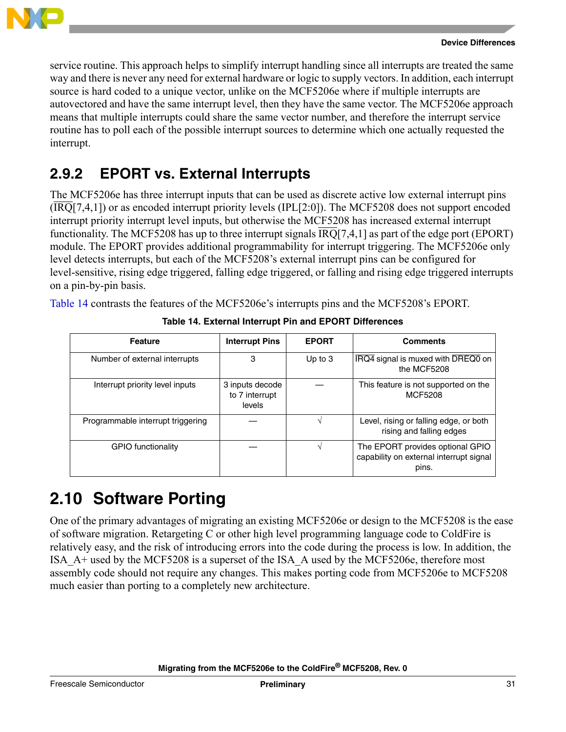service routine. This approach helps to simplify interrupt handling since all interrupts are treated the same way and there is never any need for external hardware or logic to supply vectors. In addition, each interrupt source is hard coded to a unique vector, unlike on the MCF5206e where if multiple interrupts are autovectored and have the same interrupt level, then they have the same vector. The MCF5206e approach means that multiple interrupts could share the same vector number, and therefore the interrupt service routine has to poll each of the possible interrupt sources to determine which one actually requested the interrupt.

### 2.9.2 EPORT vs. External Interrupts

The MCF5206e has three interrupt inputs that can be used as discrete active low external interrupt pins ($\overline{\text{IRQ}}$[7,4,1]) or as encoded interrupt priority levels (IPL[2:0]). The MCF5208 does not support encoded interrupt priority interrupt level inputs, but otherwise the MCF5208 has increased external interrupt functionality. The MCF5208 has up to three interrupt signals $\overline{\text{IRQ}}$[7,4,1] as part of the edge port (EPORT) module. The EPORT provides additional programmability for interrupt triggering. The MCF5206e only level detects interrupts, but each of the MCF5208's external interrupt pins can be configured for level-sensitive, rising edge triggered, falling edge triggered, or falling and rising edge triggered interrupts on a pin-by-pin basis.

Table 14 contrasts the features of the MCF5206e's interrupts pins and the MCF5208's EPORT.

**Table 14. External Interrupt Pin and EPORT Differences**

| Feature | Interrupt Pins | EPORT | Comments |
|---|---|---|---|
| Number of external interrupts | 3 | Up to 3 | $\overline{\text{IRQ4}}$ signal is muxed with $\overline{\text{DREQ0}}$ on the MCF5208 |
| Interrupt priority level inputs | 3 inputs decode to 7 interrupt levels | — | This feature is not supported on the MCF5208 |
| Programmable interrupt triggering | — | √ | Level, rising or falling edge, or both rising and falling edges |
| GPIO functionality | — | √ | The EPORT provides optional GPIO capability on external interrupt signal pins. |

## 2.10 Software Porting

One of the primary advantages of migrating an existing MCF5206e or design to the MCF5208 is the ease of software migration. Retargeting C or other high level programming language code to ColdFire is relatively easy, and the risk of introducing errors into the code during the process is low. In addition, the ISA_A+ used by the MCF5208 is a superset of the ISA_A used by the MCF5206e, therefore most assembly code should not require any changes. This makes porting code from MCF5206e to MCF5208 much easier than porting to a completely new architecture.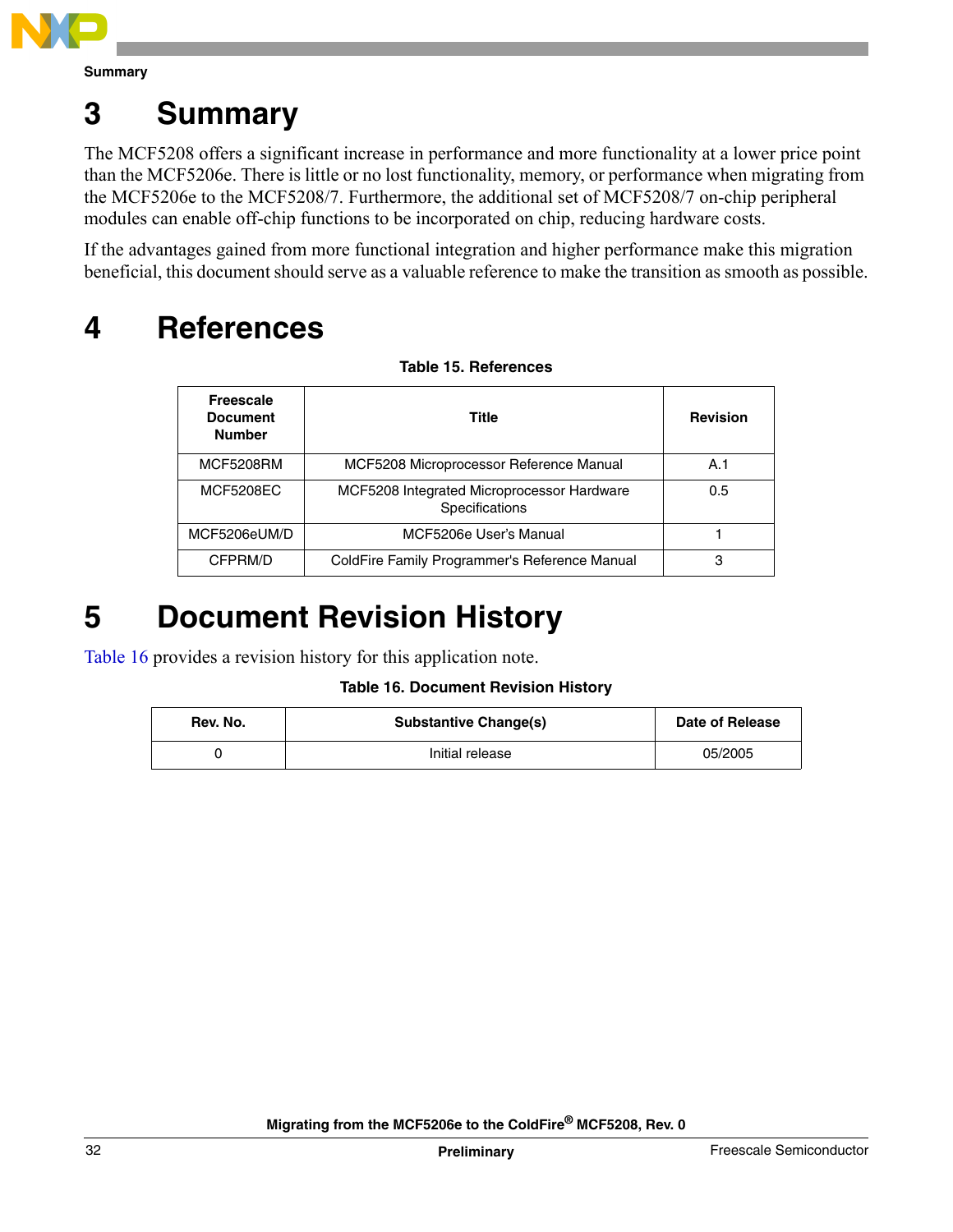# 3 Summary

The MCF5208 offers a significant increase in performance and more functionality at a lower price point than the MCF5206e. There is little or no lost functionality, memory, or performance when migrating from the MCF5206e to the MCF5208/7. Furthermore, the additional set of MCF5208/7 on-chip peripheral modules can enable off-chip functions to be incorporated on chip, reducing hardware costs.

If the advantages gained from more functional integration and higher performance make this migration beneficial, this document should serve as a valuable reference to make the transition as smooth as possible.

# 4 References

**Table 15. References**

| Freescale Document Number | Title | Revision |
|---|---|---|
| MCF5208RM | MCF5208 Microprocessor Reference Manual | A.1 |
| MCF5208EC | MCF5208 Integrated Microprocessor Hardware Specifications | 0.5 |
| MCF5206eUM/D | MCF5206e User's Manual | 1 |
| CFPRM/D | ColdFire Family Programmer's Reference Manual | 3 |

# 5 Document Revision History

Table 16 provides a revision history for this application note.

**Table 16. Document Revision History**

| Rev. No. | Substantive Change(s) | Date of Release |
|---|---|---|
| 0 | Initial release | 05/2005 |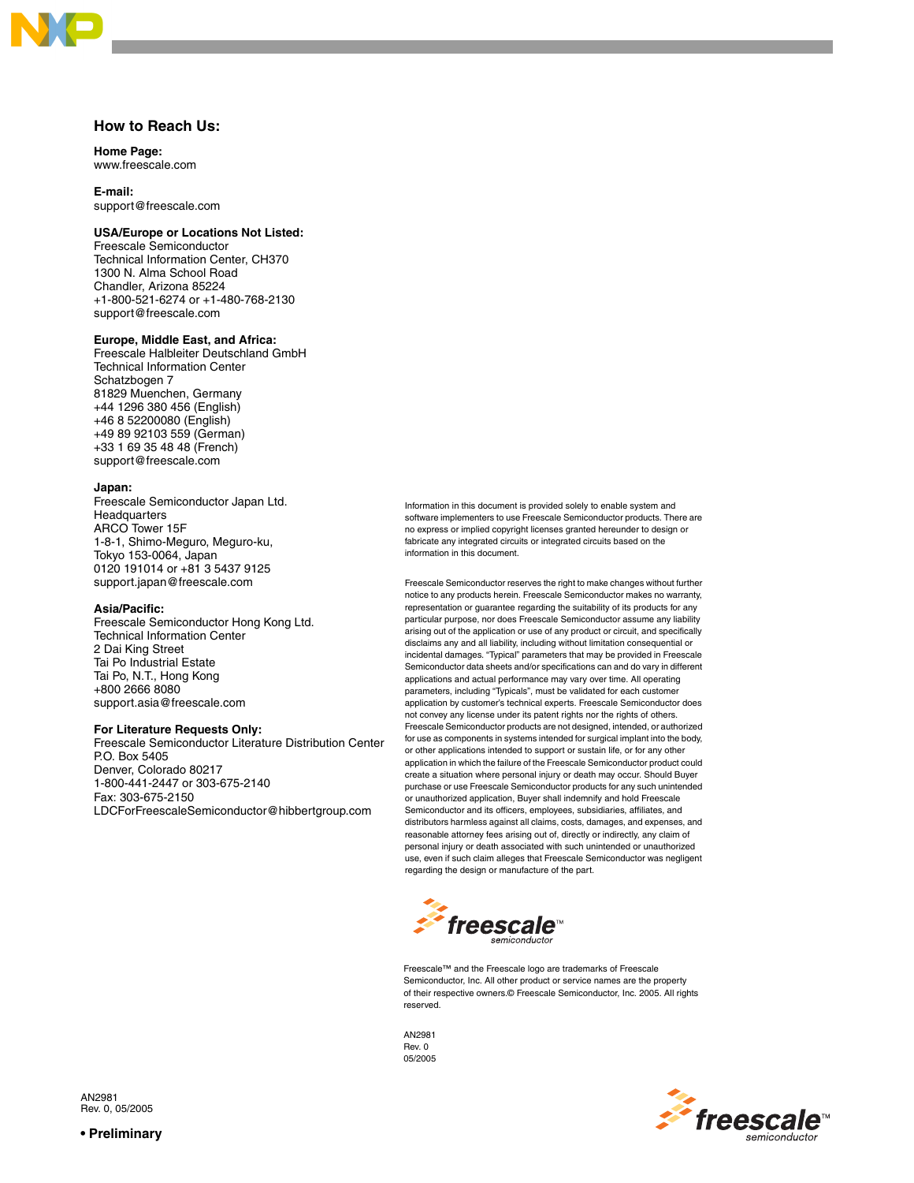## How to Reach Us:

**Home Page:**
www.freescale.com

**E-mail:**
support@freescale.com

**USA/Europe or Locations Not Listed:**
Freescale Semiconductor
Technical Information Center, CH370
1300 N. Alma School Road
Chandler, Arizona 85224
+1-800-521-6274 or +1-480-768-2130
support@freescale.com

**Europe, Middle East, and Africa:**
Freescale Halbleiter Deutschland GmbH
Technical Information Center
Schatzbogen 7
81829 Muenchen, Germany
+44 1296 380 456 (English)
+46 8 52200080 (English)
+49 89 92103 559 (German)
+33 1 69 35 48 48 (French)
support@freescale.com

**Japan:**
Freescale Semiconductor Japan Ltd.
Headquarters
ARCO Tower 15F
1-8-1, Shimo-Meguro, Meguro-ku,
Tokyo 153-0064, Japan
0120 191014 or +81 3 5437 9125
support.japan@freescale.com

**Asia/Pacific:**
Freescale Semiconductor Hong Kong Ltd.
Technical Information Center
2 Dai King Street
Tai Po Industrial Estate
Tai Po, N.T., Hong Kong
+800 2666 8080
support.asia@freescale.com

**For Literature Requests Only:**
Freescale Semiconductor Literature Distribution Center
P.O. Box 5405
Denver, Colorado 80217
1-800-441-2447 or 303-675-2140
Fax: 303-675-2150
LDCForFreescaleSemiconductor@hibbertgroup.com

Information in this document is provided solely to enable system and software implementers to use Freescale Semiconductor products. There are no express or implied copyright licenses granted hereunder to design or fabricate any integrated circuits or integrated circuits based on the information in this document.

Freescale Semiconductor reserves the right to make changes without further notice to any products herein. Freescale Semiconductor makes no warranty, representation or guarantee regarding the suitability of its products for any particular purpose, nor does Freescale Semiconductor assume any liability arising out of the application or use of any product or circuit, and specifically disclaims any and all liability, including without limitation consequential or incidental damages. "Typical" parameters that may be provided in Freescale Semiconductor data sheets and/or specifications can and do vary in different applications and actual performance may vary over time. All operating parameters, including "Typicals", must be validated for each customer application by customer's technical experts. Freescale Semiconductor does not convey any license under its patent rights nor the rights of others. Freescale Semiconductor products are not designed, intended, or authorized for use as components in systems intended for surgical implant into the body, or other applications intended to support or sustain life, or for any other application in which the failure of the Freescale Semiconductor product could create a situation where personal injury or death may occur. Should Buyer purchase or use Freescale Semiconductor products for any such unintended or unauthorized application, Buyer shall indemnify and hold Freescale Semiconductor and its officers, employees, subsidiaries, affiliates, and distributors harmless against all claims, costs, damages, and expenses, and reasonable attorney fees arising out of, directly or indirectly, any claim of personal injury or death associated with such unintended or unauthorized use, even if such claim alleges that Freescale Semiconductor was negligent regarding the design or manufacture of the part.

Freescale™ and the Freescale logo are trademarks of Freescale Semiconductor, Inc. All other product or service names are the property of their respective owners.© Freescale Semiconductor, Inc. 2005. All rights reserved.

AN2981
Rev. 0
05/2005

AN2981
Rev. 0, 05/2005

• **Preliminary**